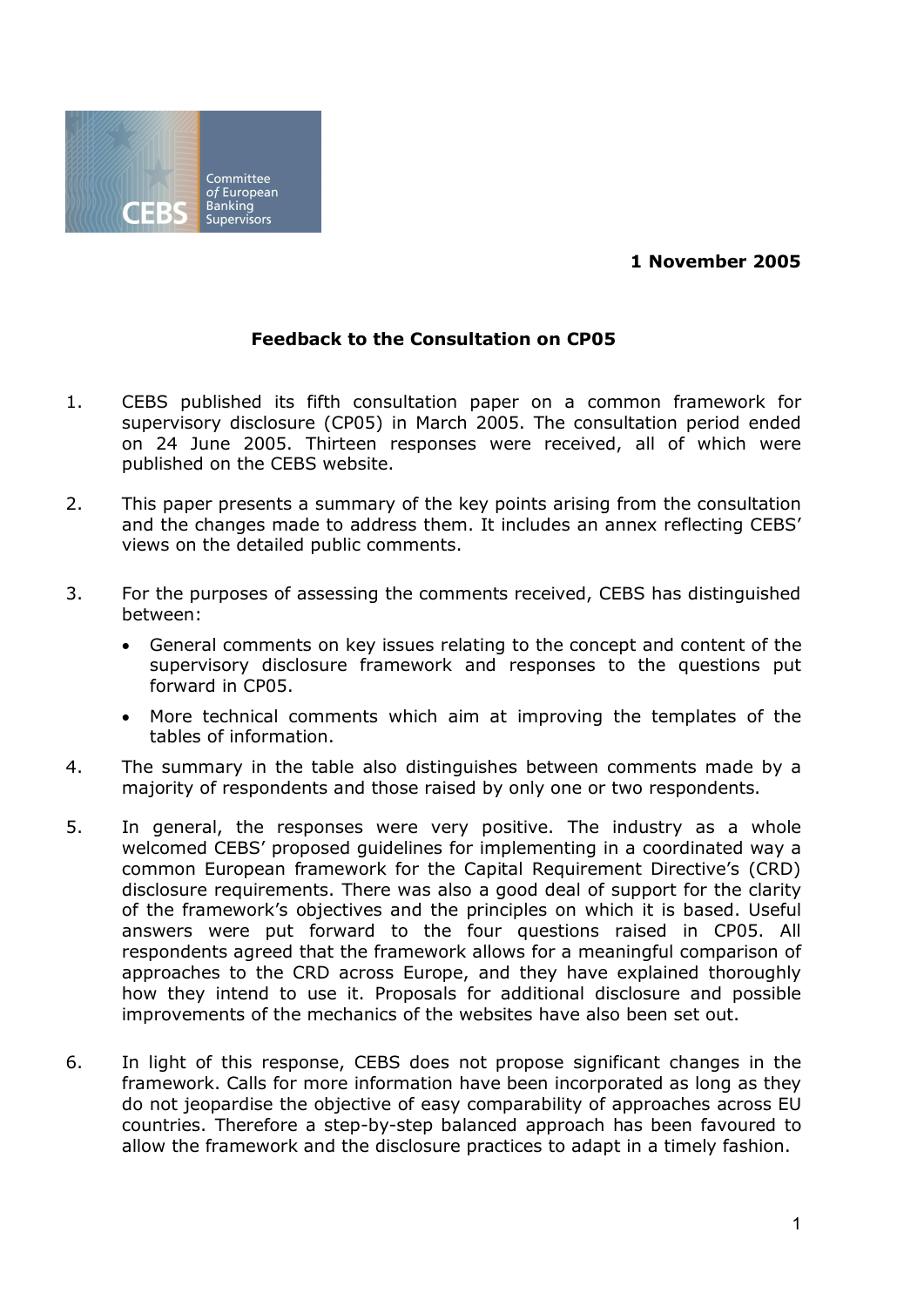Committee of European Banking Supervisors

**1 November 2005**

# Feedback to the Consultation on CP05

1. CEBS published its fifth consultation paper on a common framework for supervisory disclosure (CP05) in March 2005. The consultation period ended on 24 June 2005. Thirteen responses were received, all of which were published on the CEBS website.

2. This paper presents a summary of the key points arising from the consultation and the changes made to address them. It includes an annex reflecting CEBS' views on the detailed public comments.

3. For the purposes of assessing the comments received, CEBS has distinguished between:
   - General comments on key issues relating to the concept and content of the supervisory disclosure framework and responses to the questions put forward in CP05.
   - More technical comments which aim at improving the templates of the tables of information.

4. The summary in the table also distinguishes between comments made by a majority of respondents and those raised by only one or two respondents.

5. In general, the responses were very positive. The industry as a whole welcomed CEBS' proposed guidelines for implementing in a coordinated way a common European framework for the Capital Requirement Directive's (CRD) disclosure requirements. There was also a good deal of support for the clarity of the framework's objectives and the principles on which it is based. Useful answers were put forward to the four questions raised in CP05. All respondents agreed that the framework allows for a meaningful comparison of approaches to the CRD across Europe, and they have explained thoroughly how they intend to use it. Proposals for additional disclosure and possible improvements of the mechanics of the websites have also been set out.

6. In light of this response, CEBS does not propose significant changes in the framework. Calls for more information have been incorporated as long as they do not jeopardise the objective of easy comparability of approaches across EU countries. Therefore a step-by-step balanced approach has been favoured to allow the framework and the disclosure practices to adapt in a timely fashion.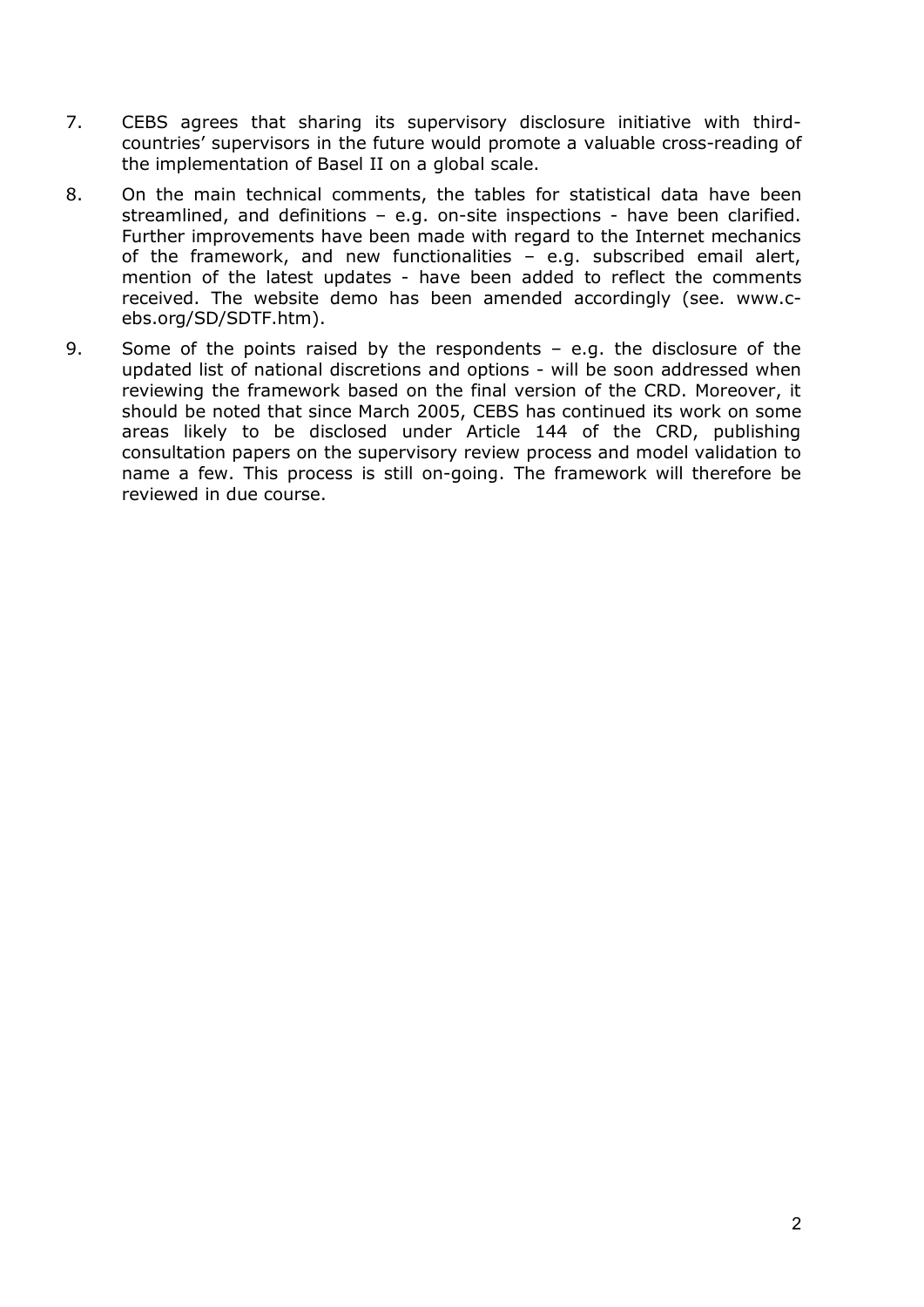7. CEBS agrees that sharing its supervisory disclosure initiative with third-countries' supervisors in the future would promote a valuable cross-reading of the implementation of Basel II on a global scale.

8. On the main technical comments, the tables for statistical data have been streamlined, and definitions – e.g. on-site inspections - have been clarified. Further improvements have been made with regard to the Internet mechanics of the framework, and new functionalities – e.g. subscribed email alert, mention of the latest updates - have been added to reflect the comments received. The website demo has been amended accordingly (see. www.c-ebs.org/SD/SDTF.htm).

9. Some of the points raised by the respondents – e.g. the disclosure of the updated list of national discretions and options - will be soon addressed when reviewing the framework based on the final version of the CRD. Moreover, it should be noted that since March 2005, CEBS has continued its work on some areas likely to be disclosed under Article 144 of the CRD, publishing consultation papers on the supervisory review process and model validation to name a few. This process is still on-going. The framework will therefore be reviewed in due course.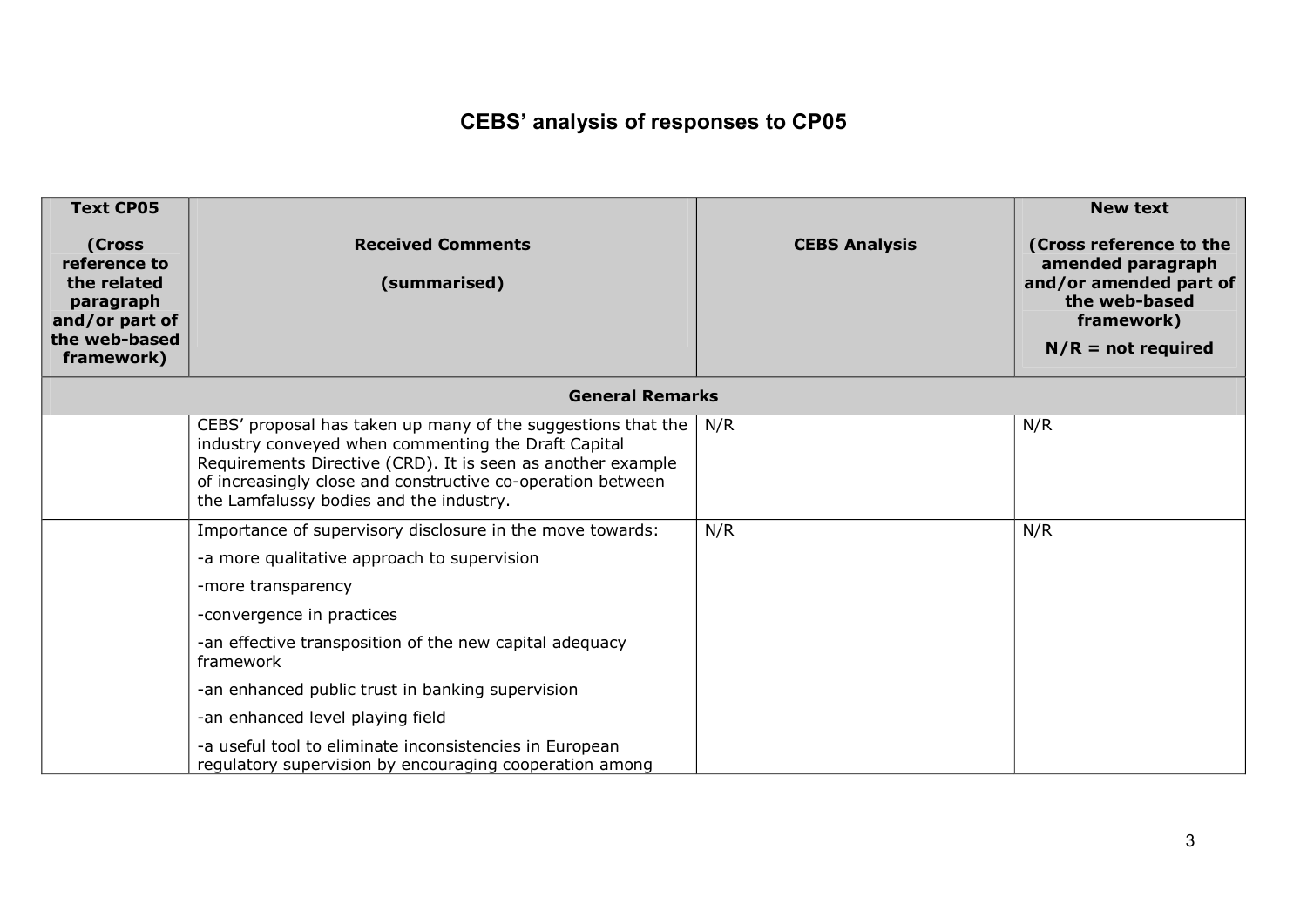# CEBS' analysis of responses to CP05

| Text CP05 (Cross reference to the related paragraph and/or part of the web-based framework) | Received Comments (summarised) | CEBS Analysis | New text (Cross reference to the amended paragraph and/or amended part of the web-based framework) N/R = not required |
|---|---|---|---|
| **General Remarks** | | | |
| | CEBS' proposal has taken up many of the suggestions that the industry conveyed when commenting the Draft Capital Requirements Directive (CRD). It is seen as another example of increasingly close and constructive co-operation between the Lamfalussy bodies and the industry. | N/R | N/R |
| | Importance of supervisory disclosure in the move towards:<br>-a more qualitative approach to supervision<br>-more transparency<br>-convergence in practices<br>-an effective transposition of the new capital adequacy framework<br>-an enhanced public trust in banking supervision<br>-an enhanced level playing field<br>-a useful tool to eliminate inconsistencies in European regulatory supervision by encouraging cooperation among | N/R | N/R |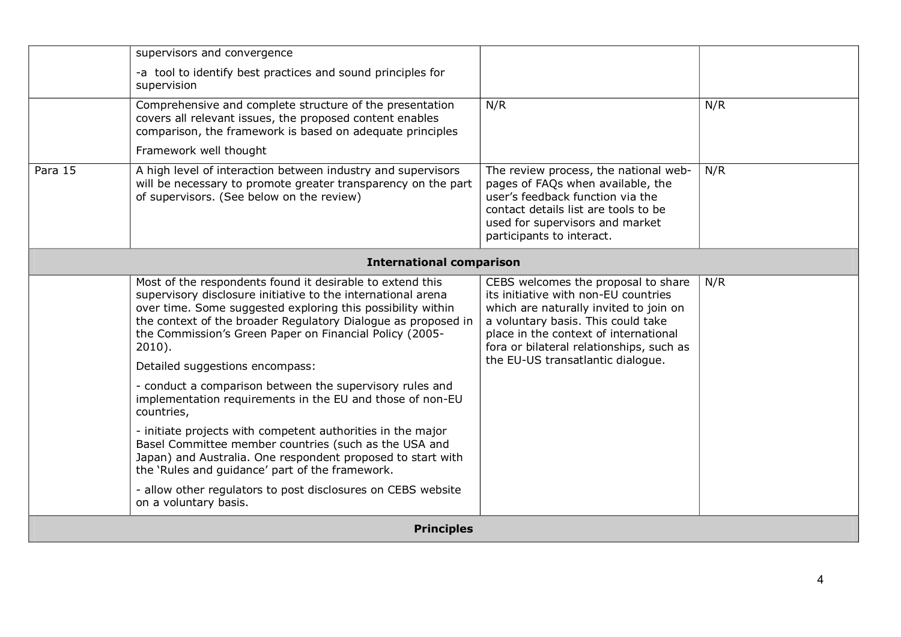| | | | |
|---|---|---|---|
| | supervisors and convergence<br>-a tool to identify best practices and sound principles for supervision | | |
| | Comprehensive and complete structure of the presentation covers all relevant issues, the proposed content enables comparison, the framework is based on adequate principles<br>Framework well thought | N/R | N/R |
| Para 15 | A high level of interaction between industry and supervisors will be necessary to promote greater transparency on the part of supervisors. (See below on the review) | The review process, the national web-pages of FAQs when available, the user's feedback function via the contact details list are tools to be used for supervisors and market participants to interact. | N/R |
| **International comparison** | | | |
| | Most of the respondents found it desirable to extend this supervisory disclosure initiative to the international arena over time. Some suggested exploring this possibility within the context of the broader Regulatory Dialogue as proposed in the Commission's Green Paper on Financial Policy (2005-2010).<br>Detailed suggestions encompass:<br>- conduct a comparison between the supervisory rules and implementation requirements in the EU and those of non-EU countries,<br>- initiate projects with competent authorities in the major Basel Committee member countries (such as the USA and Japan) and Australia. One respondent proposed to start with the 'Rules and guidance' part of the framework.<br>- allow other regulators to post disclosures on CEBS website on a voluntary basis. | CEBS welcomes the proposal to share its initiative with non-EU countries which are naturally invited to join on a voluntary basis. This could take place in the context of international fora or bilateral relationships, such as the EU-US transatlantic dialogue. | N/R |
| **Principles** | | | |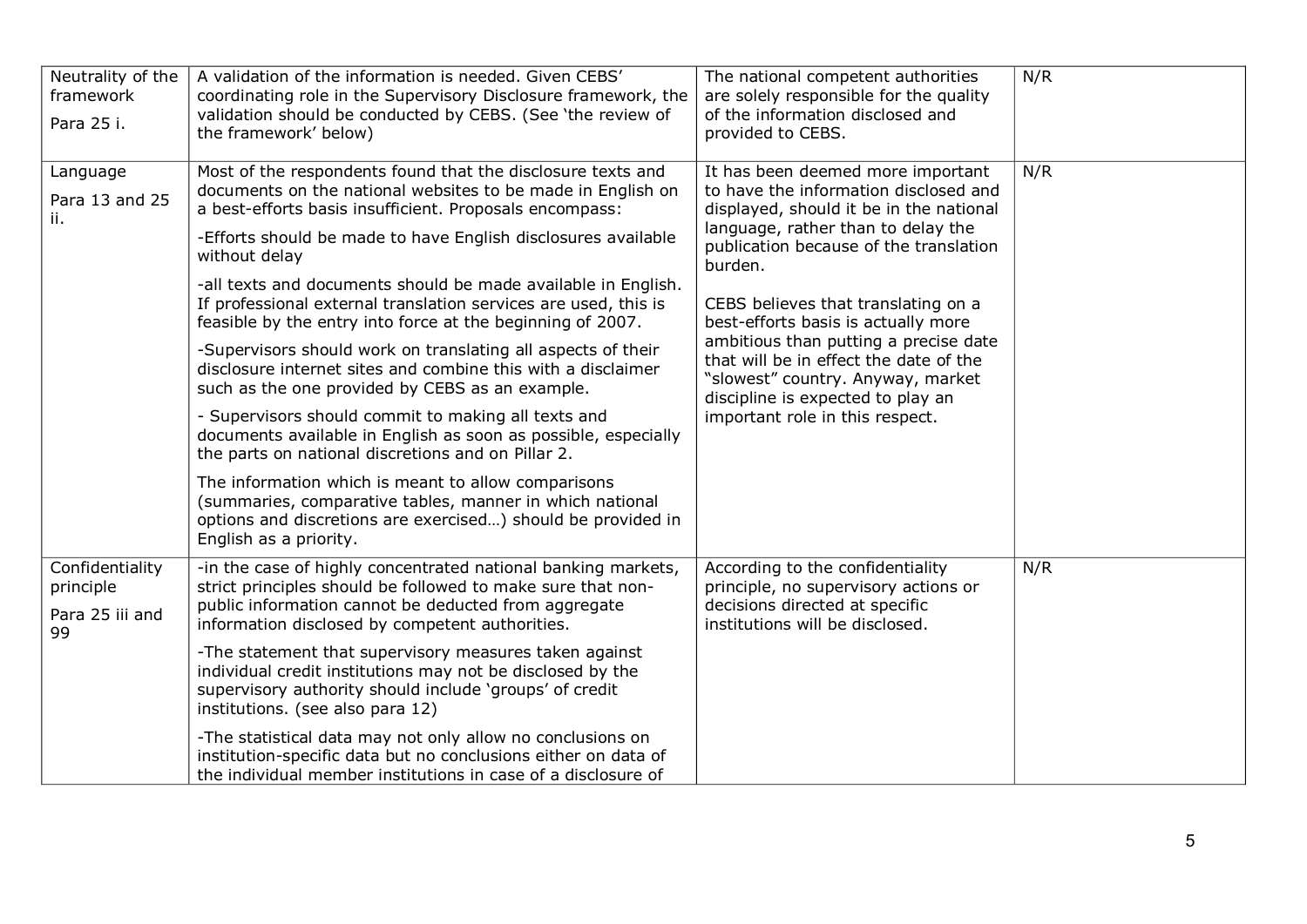| | | | |
|---|---|---|---|
| Neutrality of the framework<br><br>Para 25 i. | A validation of the information is needed. Given CEBS' coordinating role in the Supervisory Disclosure framework, the validation should be conducted by CEBS. (See 'the review of the framework' below) | The national competent authorities are solely responsible for the quality of the information disclosed and provided to CEBS. | N/R |
| Language<br><br>Para 13 and 25 ii. | Most of the respondents found that the disclosure texts and documents on the national websites to be made in English on a best-efforts basis insufficient. Proposals encompass:<br><br>-Efforts should be made to have English disclosures available without delay<br><br>-all texts and documents should be made available in English. If professional external translation services are used, this is feasible by the entry into force at the beginning of 2007.<br><br>-Supervisors should work on translating all aspects of their disclosure internet sites and combine this with a disclaimer such as the one provided by CEBS as an example.<br><br>- Supervisors should commit to making all texts and documents available in English as soon as possible, especially the parts on national discretions and on Pillar 2.<br><br>The information which is meant to allow comparisons (summaries, comparative tables, manner in which national options and discretions are exercised…) should be provided in English as a priority. | It has been deemed more important to have the information disclosed and displayed, should it be in the national language, rather than to delay the publication because of the translation burden.<br><br>CEBS believes that translating on a best-efforts basis is actually more ambitious than putting a precise date that will be in effect the date of the "slowest" country. Anyway, market discipline is expected to play an important role in this respect. | N/R |
| Confidentiality principle<br><br>Para 25 iii and 99 | -in the case of highly concentrated national banking markets, strict principles should be followed to make sure that non-public information cannot be deducted from aggregate information disclosed by competent authorities.<br><br>-The statement that supervisory measures taken against individual credit institutions may not be disclosed by the supervisory authority should include 'groups' of credit institutions. (see also para 12)<br><br>-The statistical data may not only allow no conclusions on institution-specific data but no conclusions either on data of the individual member institutions in case of a disclosure of | According to the confidentiality principle, no supervisory actions or decisions directed at specific institutions will be disclosed. | N/R |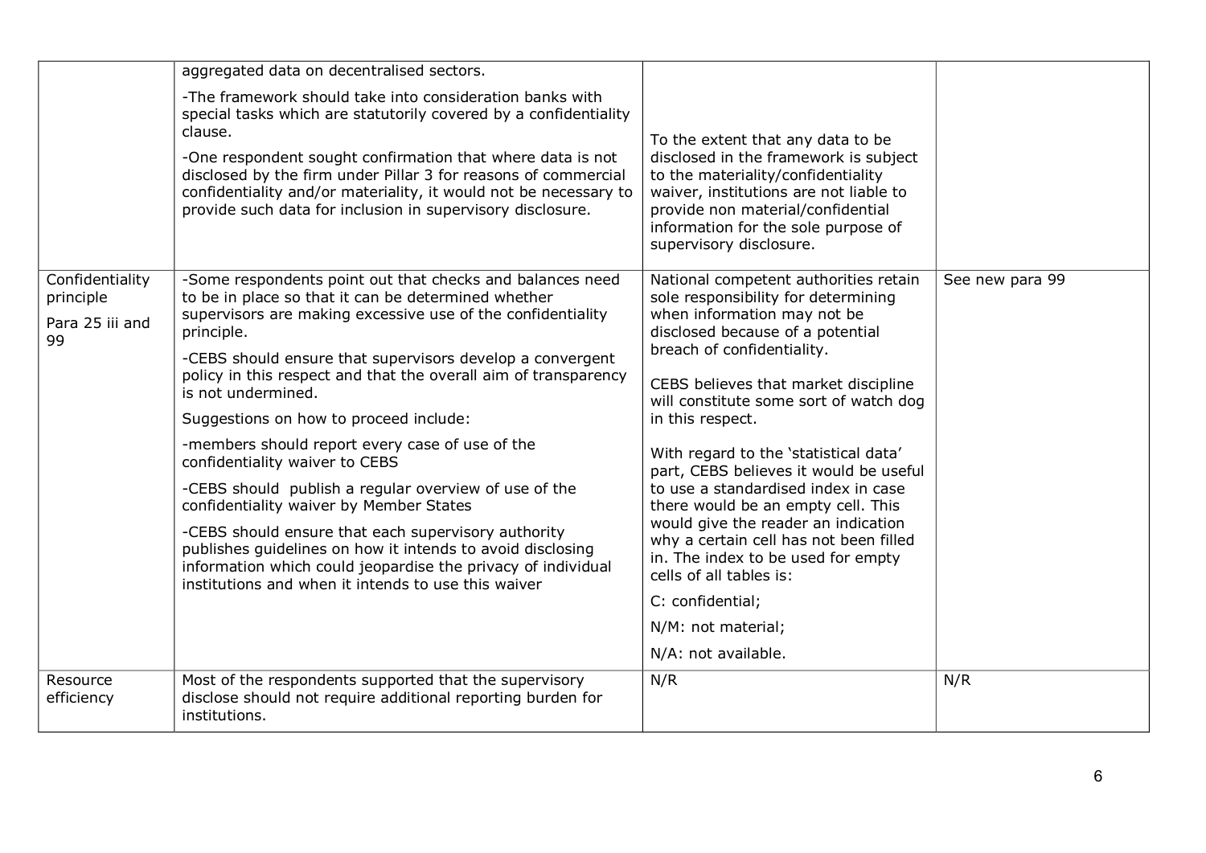| | | | |
|---|---|---|---|
| | aggregated data on decentralised sectors.<br><br>-The framework should take into consideration banks with special tasks which are statutorily covered by a confidentiality clause.<br><br>-One respondent sought confirmation that where data is not disclosed by the firm under Pillar 3 for reasons of commercial confidentiality and/or materiality, it would not be necessary to provide such data for inclusion in supervisory disclosure. | To the extent that any data to be disclosed in the framework is subject to the materiality/confidentiality waiver, institutions are not liable to provide non material/confidential information for the sole purpose of supervisory disclosure. | |
| Confidentiality principle<br><br>Para 25 iii and 99 | -Some respondents point out that checks and balances need to be in place so that it can be determined whether supervisors are making excessive use of the confidentiality principle.<br><br>-CEBS should ensure that supervisors develop a convergent policy in this respect and that the overall aim of transparency is not undermined.<br><br>Suggestions on how to proceed include:<br><br>-members should report every case of use of the confidentiality waiver to CEBS<br><br>-CEBS should publish a regular overview of use of the confidentiality waiver by Member States<br><br>-CEBS should ensure that each supervisory authority publishes guidelines on how it intends to avoid disclosing information which could jeopardise the privacy of individual institutions and when it intends to use this waiver | National competent authorities retain sole responsibility for determining when information may not be disclosed because of a potential breach of confidentiality.<br><br>CEBS believes that market discipline will constitute some sort of watch dog in this respect.<br><br>With regard to the 'statistical data' part, CEBS believes it would be useful to use a standardised index in case there would be an empty cell. This would give the reader an indication why a certain cell has not been filled in. The index to be used for empty cells of all tables is:<br><br>C: confidential;<br><br>N/M: not material;<br><br>N/A: not available. | See new para 99 |
| Resource efficiency | Most of the respondents supported that the supervisory disclose should not require additional reporting burden for institutions. | N/R | N/R |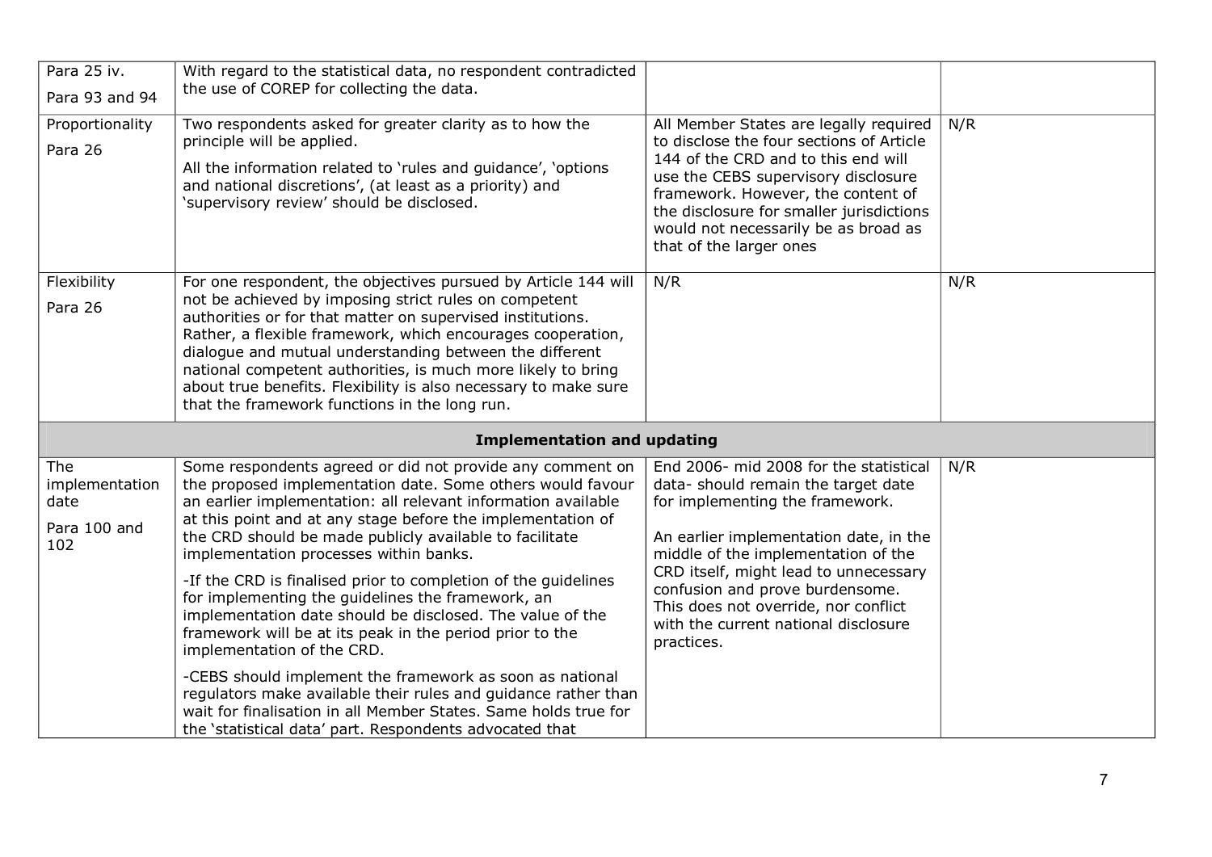| | | | |
|---|---|---|---|
| Para 25 iv.<br>Para 93 and 94 | With regard to the statistical data, no respondent contradicted the use of COREP for collecting the data. | | |
| Proportionality<br>Para 26 | Two respondents asked for greater clarity as to how the principle will be applied.<br>All the information related to 'rules and guidance', 'options and national discretions', (at least as a priority) and 'supervisory review' should be disclosed. | All Member States are legally required to disclose the four sections of Article 144 of the CRD and to this end will use the CEBS supervisory disclosure framework. However, the content of the disclosure for smaller jurisdictions would not necessarily be as broad as that of the larger ones | N/R |
| Flexibility<br>Para 26 | For one respondent, the objectives pursued by Article 144 will not be achieved by imposing strict rules on competent authorities or for that matter on supervised institutions. Rather, a flexible framework, which encourages cooperation, dialogue and mutual understanding between the different national competent authorities, is much more likely to bring about true benefits. Flexibility is also necessary to make sure that the framework functions in the long run. | N/R | N/R |
| **Implementation and updating** | | | |
| The implementation date<br>Para 100 and 102 | Some respondents agreed or did not provide any comment on the proposed implementation date. Some others would favour an earlier implementation: all relevant information available at this point and at any stage before the implementation of the CRD should be made publicly available to facilitate implementation processes within banks.<br>-If the CRD is finalised prior to completion of the guidelines for implementing the guidelines the framework, an implementation date should be disclosed. The value of the framework will be at its peak in the period prior to the implementation of the CRD.<br>-CEBS should implement the framework as soon as national regulators make available their rules and guidance rather than wait for finalisation in all Member States. Same holds true for the 'statistical data' part. Respondents advocated that | End 2006- mid 2008 for the statistical data- should remain the target date for implementing the framework.<br>An earlier implementation date, in the middle of the implementation of the CRD itself, might lead to unnecessary confusion and prove burdensome. This does not override, nor conflict with the current national disclosure practices. | N/R |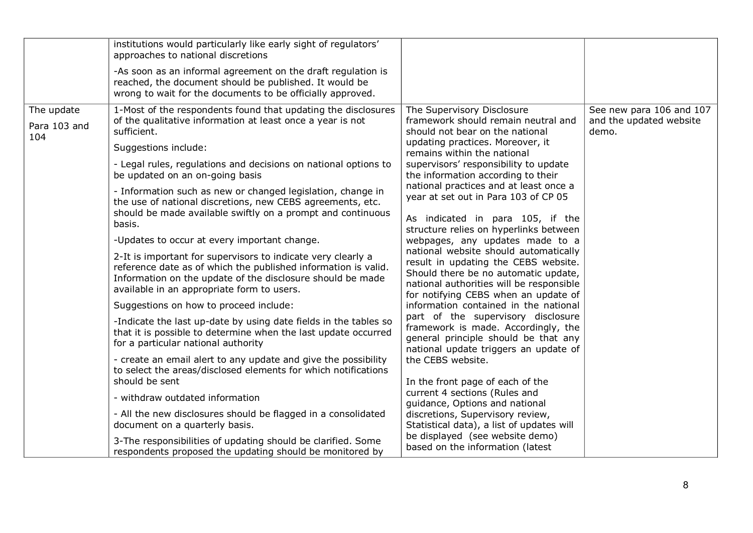| | | | |
|---|---|---|---|
| | institutions would particularly like early sight of regulators' approaches to national discretions<br><br>-As soon as an informal agreement on the draft regulation is reached, the document should be published. It would be wrong to wait for the documents to be officially approved. | | |
| The update<br><br>Para 103 and 104 | 1-Most of the respondents found that updating the disclosures of the qualitative information at least once a year is not sufficient.<br><br>Suggestions include:<br><br>- Legal rules, regulations and decisions on national options to be updated on an on-going basis<br><br>- Information such as new or changed legislation, change in the use of national discretions, new CEBS agreements, etc. should be made available swiftly on a prompt and continuous basis.<br><br>-Updates to occur at every important change.<br><br>2-It is important for supervisors to indicate very clearly a reference date as of which the published information is valid. Information on the update of the disclosure should be made available in an appropriate form to users.<br><br>Suggestions on how to proceed include:<br><br>-Indicate the last up-date by using date fields in the tables so that it is possible to determine when the last update occurred for a particular national authority<br><br>- create an email alert to any update and give the possibility to select the areas/disclosed elements for which notifications should be sent<br><br>- withdraw outdated information<br><br>- All the new disclosures should be flagged in a consolidated document on a quarterly basis.<br><br>3-The responsibilities of updating should be clarified. Some respondents proposed the updating should be monitored by | The Supervisory Disclosure framework should remain neutral and should not bear on the national updating practices. Moreover, it remains within the national supervisors' responsibility to update the information according to their national practices and at least once a year at set out in Para 103 of CP 05<br><br>As indicated in para 105, if the structure relies on hyperlinks between webpages, any updates made to a national website should automatically result in updating the CEBS website. Should there be no automatic update, national authorities will be responsible for notifying CEBS when an update of information contained in the national part of the supervisory disclosure framework is made. Accordingly, the general principle should be that any national update triggers an update of the CEBS website.<br><br>In the front page of each of the current 4 sections (Rules and guidance, Options and national discretions, Supervisory review, Statistical data), a list of updates will be displayed (see website demo) based on the information (latest | See new para 106 and 107 and the updated website demo. |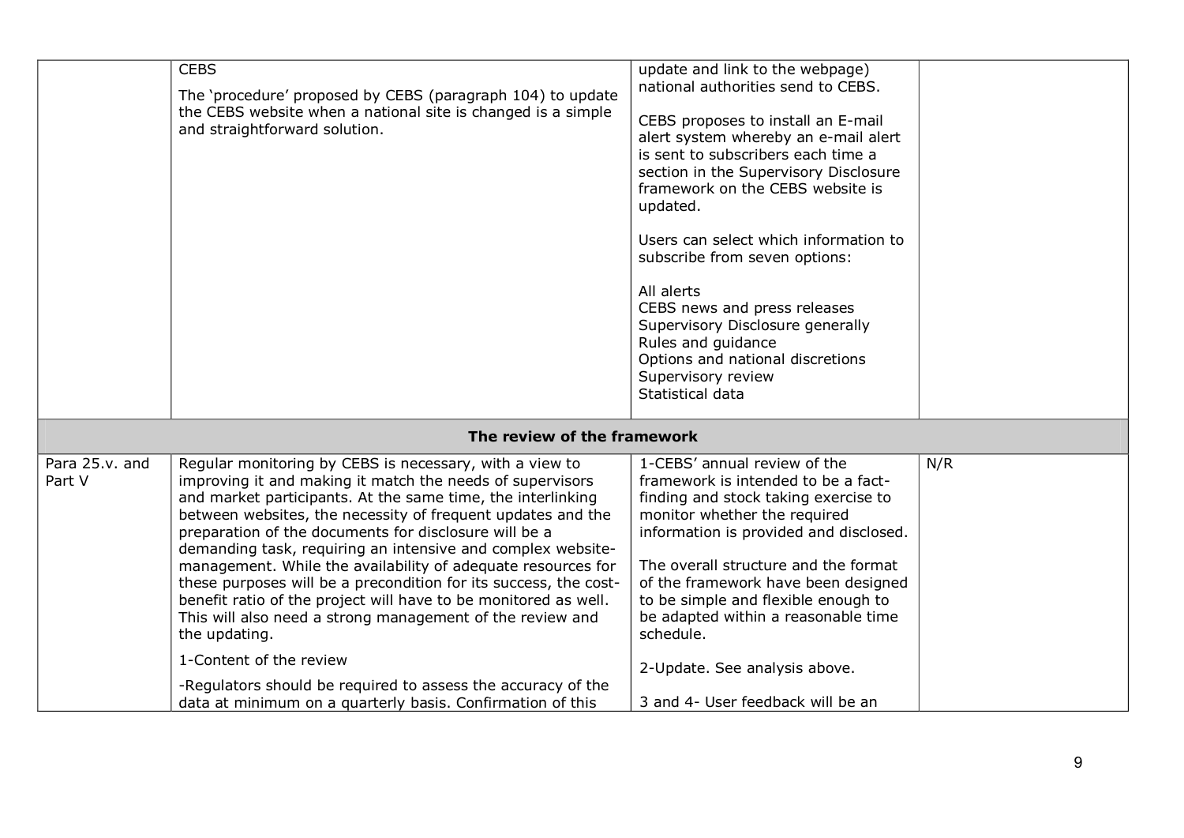| | | | |
|---|---|---|---|
| | CEBS<br>The 'procedure' proposed by CEBS (paragraph 104) to update the CEBS website when a national site is changed is a simple and straightforward solution. | update and link to the webpage) national authorities send to CEBS.<br><br>CEBS proposes to install an E-mail alert system whereby an e-mail alert is sent to subscribers each time a section in the Supervisory Disclosure framework on the CEBS website is updated.<br><br>Users can select which information to subscribe from seven options:<br><br>All alerts<br>CEBS news and press releases<br>Supervisory Disclosure generally<br>Rules and guidance<br>Options and national discretions<br>Supervisory review<br>Statistical data | |
| **The review of the framework** | | | |
| Para 25.v. and Part V | Regular monitoring by CEBS is necessary, with a view to improving it and making it match the needs of supervisors and market participants. At the same time, the interlinking between websites, the necessity of frequent updates and the preparation of the documents for disclosure will be a demanding task, requiring an intensive and complex website-management. While the availability of adequate resources for these purposes will be a precondition for its success, the cost-benefit ratio of the project will have to be monitored as well. This will also need a strong management of the review and the updating.<br><br>1-Content of the review<br><br>-Regulators should be required to assess the accuracy of the data at minimum on a quarterly basis. Confirmation of this | 1-CEBS' annual review of the framework is intended to be a fact-finding and stock taking exercise to monitor whether the required information is provided and disclosed.<br><br>The overall structure and the format of the framework have been designed to be simple and flexible enough to be adapted within a reasonable time schedule.<br><br>2-Update. See analysis above.<br><br>3 and 4- User feedback will be an | N/R |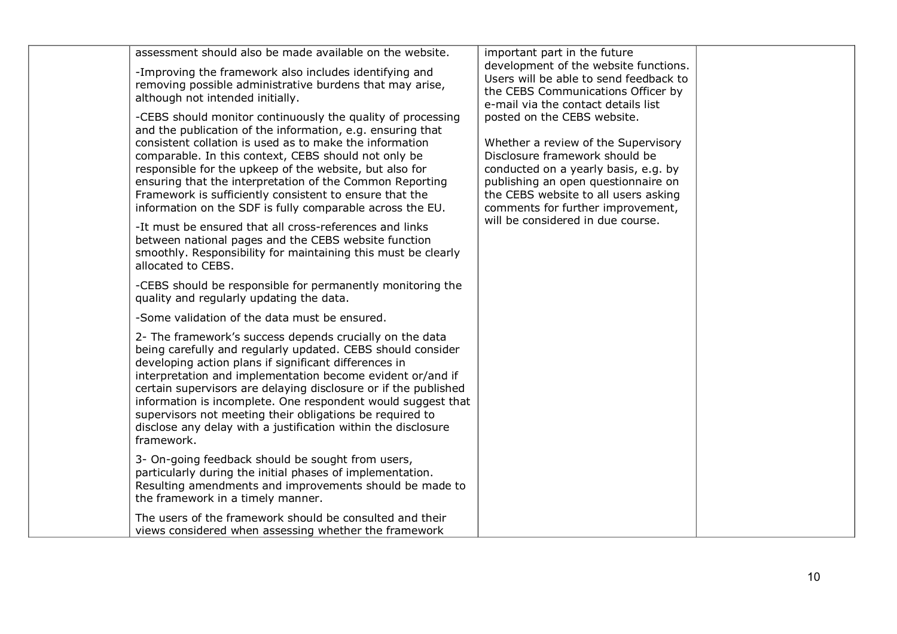| | | | |
|---|---|---|---|
| | assessment should also be made available on the website.<br><br>-Improving the framework also includes identifying and removing possible administrative burdens that may arise, although not intended initially.<br><br>-CEBS should monitor continuously the quality of processing and the publication of the information, e.g. ensuring that consistent collation is used as to make the information comparable. In this context, CEBS should not only be responsible for the upkeep of the website, but also for ensuring that the interpretation of the Common Reporting Framework is sufficiently consistent to ensure that the information on the SDF is fully comparable across the EU.<br><br>-It must be ensured that all cross-references and links between national pages and the CEBS website function smoothly. Responsibility for maintaining this must be clearly allocated to CEBS.<br><br>-CEBS should be responsible for permanently monitoring the quality and regularly updating the data.<br><br>-Some validation of the data must be ensured.<br><br>2- The framework's success depends crucially on the data being carefully and regularly updated. CEBS should consider developing action plans if significant differences in interpretation and implementation become evident or/and if certain supervisors are delaying disclosure or if the published information is incomplete. One respondent would suggest that supervisors not meeting their obligations be required to disclose any delay with a justification within the disclosure framework.<br><br>3- On-going feedback should be sought from users, particularly during the initial phases of implementation. Resulting amendments and improvements should be made to the framework in a timely manner.<br><br>The users of the framework should be consulted and their views considered when assessing whether the framework | important part in the future development of the website functions. Users will be able to send feedback to the CEBS Communications Officer by e-mail via the contact details list posted on the CEBS website.<br><br>Whether a review of the Supervisory Disclosure framework should be conducted on a yearly basis, e.g. by publishing an open questionnaire on the CEBS website to all users asking comments for further improvement, will be considered in due course. | |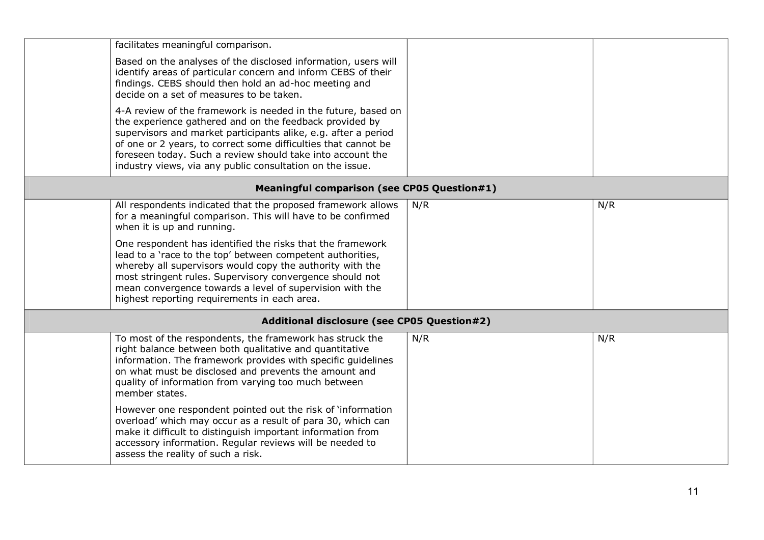| | | | |
|---|---|---|---|
| | facilitates meaningful comparison.<br><br>Based on the analyses of the disclosed information, users will identify areas of particular concern and inform CEBS of their findings. CEBS should then hold an ad-hoc meeting and decide on a set of measures to be taken.<br><br>4-A review of the framework is needed in the future, based on the experience gathered and on the feedback provided by supervisors and market participants alike, e.g. after a period of one or 2 years, to correct some difficulties that cannot be foreseen today. Such a review should take into account the industry views, via any public consultation on the issue. | | |
| **Meaningful comparison (see CP05 Question#1)** | | | |
| | All respondents indicated that the proposed framework allows for a meaningful comparison. This will have to be confirmed when it is up and running.<br><br>One respondent has identified the risks that the framework lead to a 'race to the top' between competent authorities, whereby all supervisors would copy the authority with the most stringent rules. Supervisory convergence should not mean convergence towards a level of supervision with the highest reporting requirements in each area. | N/R | N/R |
| **Additional disclosure (see CP05 Question#2)** | | | |
| | To most of the respondents, the framework has struck the right balance between both qualitative and quantitative information. The framework provides with specific guidelines on what must be disclosed and prevents the amount and quality of information from varying too much between member states.<br><br>However one respondent pointed out the risk of 'information overload' which may occur as a result of para 30, which can make it difficult to distinguish important information from accessory information. Regular reviews will be needed to assess the reality of such a risk. | N/R | N/R |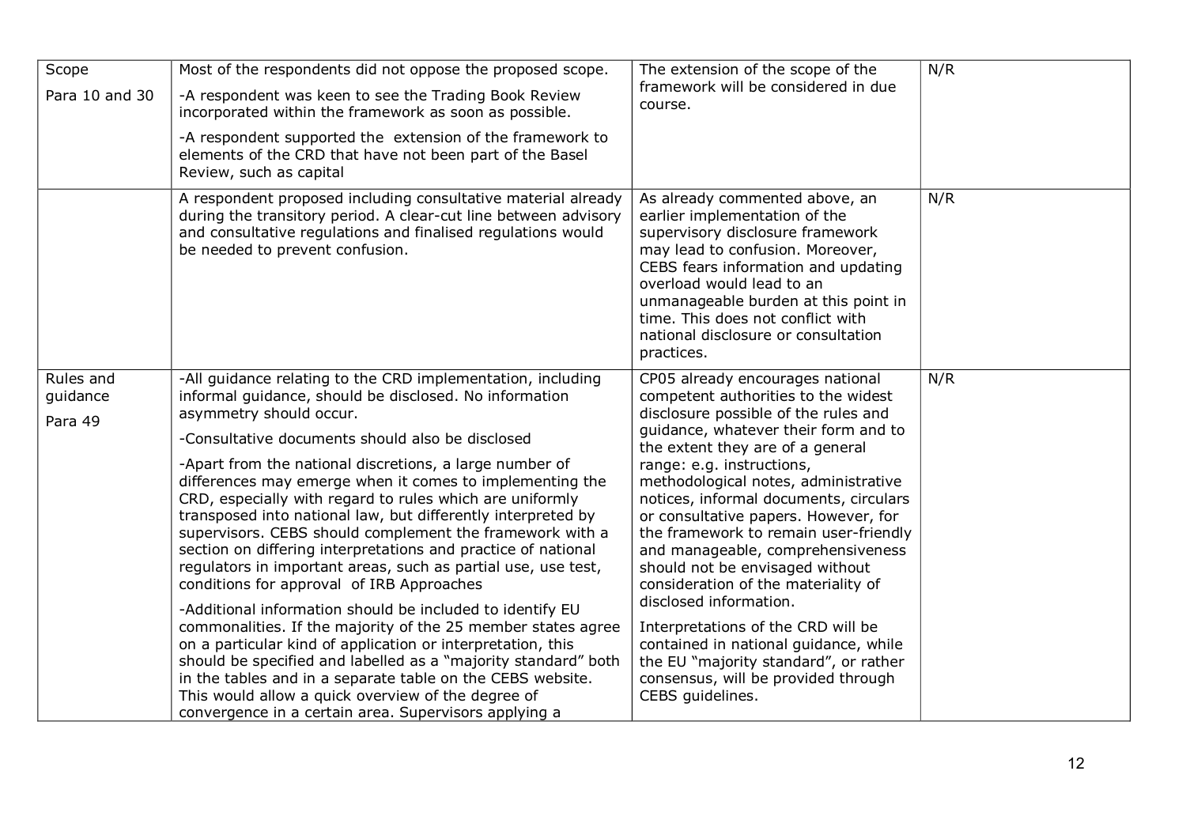| | | | |
|---|---|---|---|
| Scope<br>Para 10 and 30 | Most of the respondents did not oppose the proposed scope.<br>-A respondent was keen to see the Trading Book Review incorporated within the framework as soon as possible.<br>-A respondent supported the extension of the framework to elements of the CRD that have not been part of the Basel Review, such as capital | The extension of the scope of the framework will be considered in due course. | N/R |
| | A respondent proposed including consultative material already during the transitory period. A clear-cut line between advisory and consultative regulations and finalised regulations would be needed to prevent confusion. | As already commented above, an earlier implementation of the supervisory disclosure framework may lead to confusion. Moreover, CEBS fears information and updating overload would lead to an unmanageable burden at this point in time. This does not conflict with national disclosure or consultation practices. | N/R |
| Rules and guidance<br>Para 49 | -All guidance relating to the CRD implementation, including informal guidance, should be disclosed. No information asymmetry should occur.<br>-Consultative documents should also be disclosed<br>-Apart from the national discretions, a large number of differences may emerge when it comes to implementing the CRD, especially with regard to rules which are uniformly transposed into national law, but differently interpreted by supervisors. CEBS should complement the framework with a section on differing interpretations and practice of national regulators in important areas, such as partial use, use test, conditions for approval of IRB Approaches<br>-Additional information should be included to identify EU commonalities. If the majority of the 25 member states agree on a particular kind of application or interpretation, this should be specified and labelled as a "majority standard" both in the tables and in a separate table on the CEBS website. This would allow a quick overview of the degree of convergence in a certain area. Supervisors applying a | CP05 already encourages national competent authorities to the widest disclosure possible of the rules and guidance, whatever their form and to the extent they are of a general range: e.g. instructions, methodological notes, administrative notices, informal documents, circulars or consultative papers. However, for the framework to remain user-friendly and manageable, comprehensiveness should not be envisaged without consideration of the materiality of disclosed information.<br>Interpretations of the CRD will be contained in national guidance, while the EU "majority standard", or rather consensus, will be provided through CEBS guidelines. | N/R |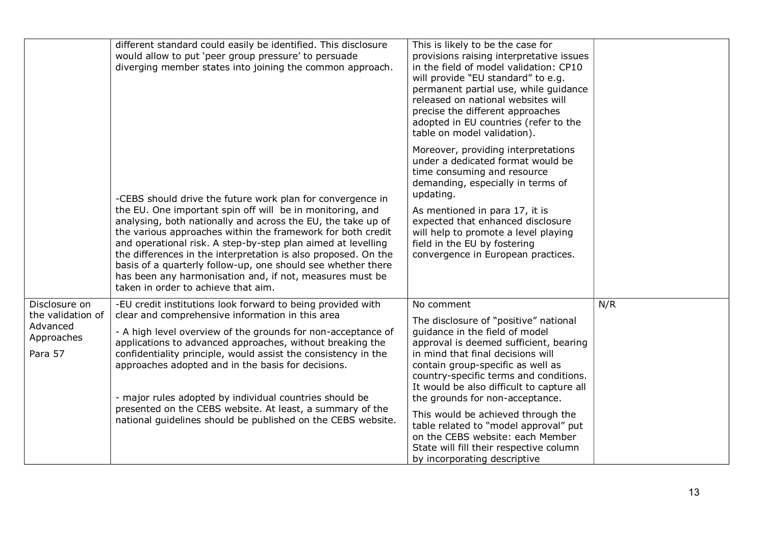| | | | |
|---|---|---|---|
| | different standard could easily be identified. This disclosure would allow to put 'peer group pressure' to persuade diverging member states into joining the common approach.<br><br>-CEBS should drive the future work plan for convergence in the EU. One important spin off will be in monitoring, and analysing, both nationally and across the EU, the take up of the various approaches within the framework for both credit and operational risk. A step-by-step plan aimed at levelling the differences in the interpretation is also proposed. On the basis of a quarterly follow-up, one should see whether there has been any harmonisation and, if not, measures must be taken in order to achieve that aim. | This is likely to be the case for provisions raising interpretative issues in the field of model validation: CP10 will provide "EU standard" to e.g. permanent partial use, while guidance released on national websites will precise the different approaches adopted in EU countries (refer to the table on model validation).<br><br>Moreover, providing interpretations under a dedicated format would be time consuming and resource demanding, especially in terms of updating.<br><br>As mentioned in para 17, it is expected that enhanced disclosure will help to promote a level playing field in the EU by fostering convergence in European practices. | |
| Disclosure on the validation of Advanced Approaches<br><br>Para 57 | -EU credit institutions look forward to being provided with clear and comprehensive information in this area<br><br>- A high level overview of the grounds for non-acceptance of applications to advanced approaches, without breaking the confidentiality principle, would assist the consistency in the approaches adopted and in the basis for decisions.<br><br>- major rules adopted by individual countries should be presented on the CEBS website. At least, a summary of the national guidelines should be published on the CEBS website. | No comment<br><br>The disclosure of "positive" national guidance in the field of model approval is deemed sufficient, bearing in mind that final decisions will contain group-specific as well as country-specific terms and conditions. It would be also difficult to capture all the grounds for non-acceptance.<br><br>This would be achieved through the table related to "model approval" put on the CEBS website: each Member State will fill their respective column by incorporating descriptive | N/R |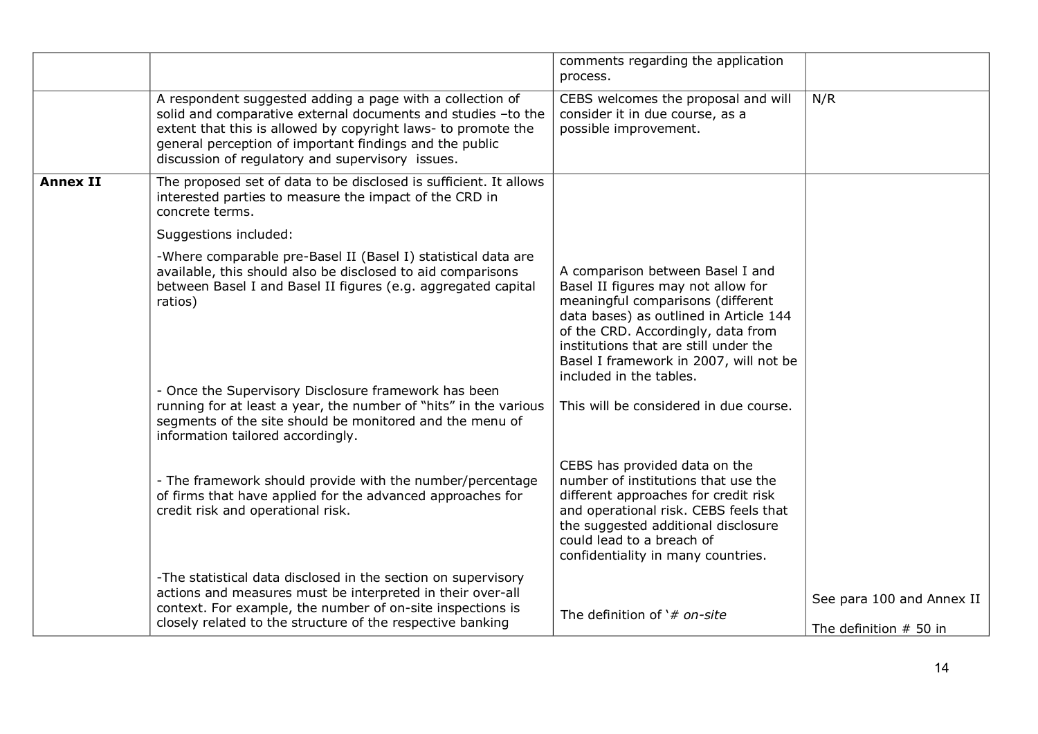| | | | |
|---|---|---|---|
| | | comments regarding the application process. | |
| | A respondent suggested adding a page with a collection of solid and comparative external documents and studies –to the extent that this is allowed by copyright laws- to promote the general perception of important findings and the public discussion of regulatory and supervisory issues. | CEBS welcomes the proposal and will consider it in due course, as a possible improvement. | N/R |
| **Annex II** | The proposed set of data to be disclosed is sufficient. It allows interested parties to measure the impact of the CRD in concrete terms.<br><br>Suggestions included:<br><br>-Where comparable pre-Basel II (Basel I) statistical data are available, this should also be disclosed to aid comparisons between Basel I and Basel II figures (e.g. aggregated capital ratios)<br><br>- Once the Supervisory Disclosure framework has been running for at least a year, the number of "hits" in the various segments of the site should be monitored and the menu of information tailored accordingly.<br><br>- The framework should provide with the number/percentage of firms that have applied for the advanced approaches for credit risk and operational risk.<br><br>-The statistical data disclosed in the section on supervisory actions and measures must be interpreted in their over-all context. For example, the number of on-site inspections is closely related to the structure of the respective banking | A comparison between Basel I and Basel II figures may not allow for meaningful comparisons (different data bases) as outlined in Article 144 of the CRD. Accordingly, data from institutions that are still under the Basel I framework in 2007, will not be included in the tables.<br><br>This will be considered in due course.<br><br>CEBS has provided data on the number of institutions that use the different approaches for credit risk and operational risk. CEBS feels that the suggested additional disclosure could lead to a breach of confidentiality in many countries.<br><br>The definition of '*# on-site* | See para 100 and Annex II<br><br>The definition # 50 in |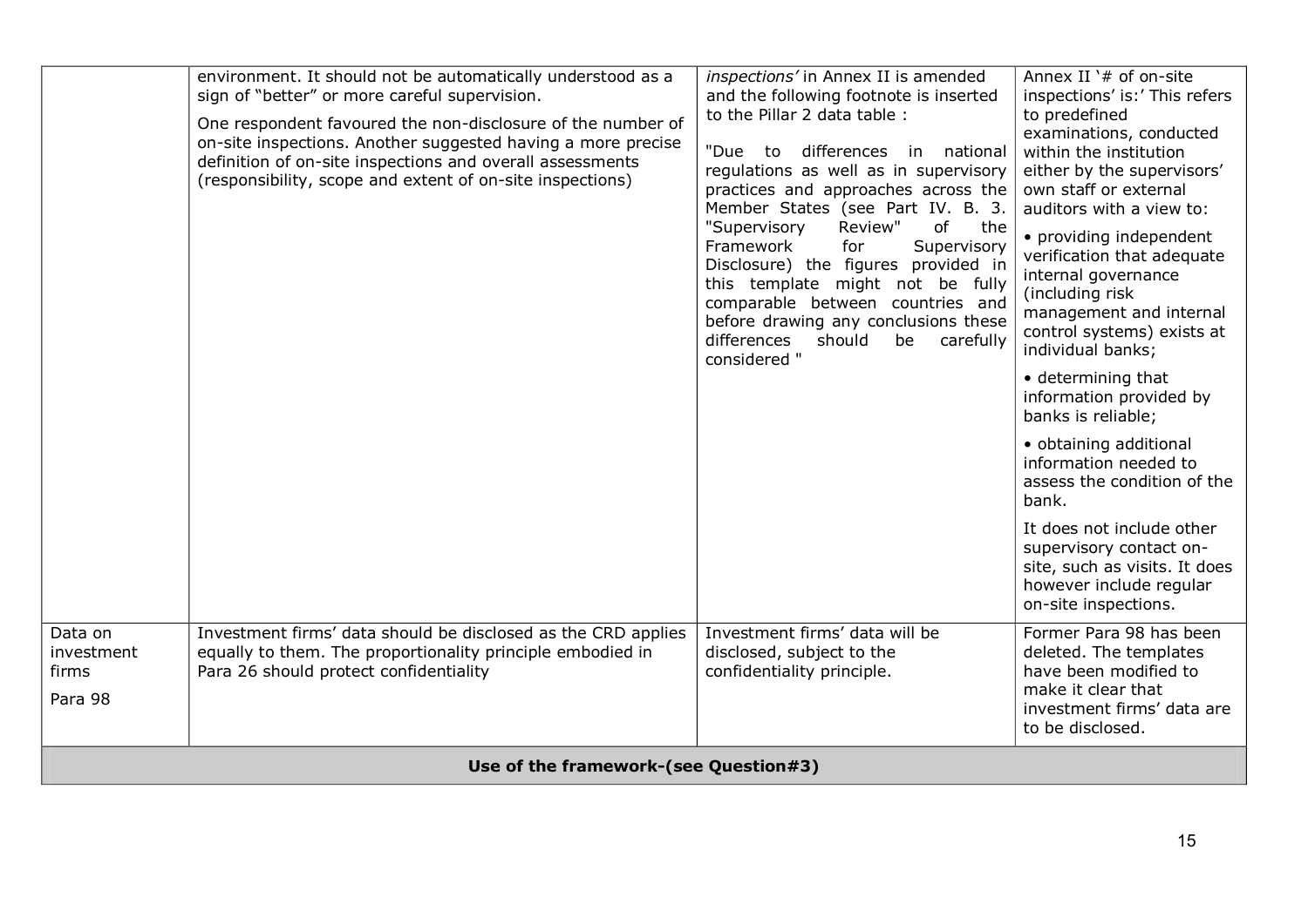| | | | |
|---|---|---|---|
| | environment. It should not be automatically understood as a sign of "better" or more careful supervision.<br><br>One respondent favoured the non-disclosure of the number of on-site inspections. Another suggested having a more precise definition of on-site inspections and overall assessments (responsibility, scope and extent of on-site inspections) | *inspections'* in Annex II is amended and the following footnote is inserted to the Pillar 2 data table :<br><br>"Due to differences in national regulations as well as in supervisory practices and approaches across the Member States (see Part IV. B. 3. "Supervisory Review" of the Framework for Supervisory Disclosure) the figures provided in this template might not be fully comparable between countries and before drawing any conclusions these differences should be carefully considered " | Annex II '# of on-site inspections' is:' This refers to predefined examinations, conducted within the institution either by the supervisors' own staff or external auditors with a view to:<br><br>• providing independent verification that adequate internal governance (including risk management and internal control systems) exists at individual banks;<br><br>• determining that information provided by banks is reliable;<br><br>• obtaining additional information needed to assess the condition of the bank.<br><br>It does not include other supervisory contact on-site, such as visits. It does however include regular on-site inspections. |
| Data on investment firms<br><br>Para 98 | Investment firms' data should be disclosed as the CRD applies equally to them. The proportionality principle embodied in Para 26 should protect confidentiality | Investment firms' data will be disclosed, subject to the confidentiality principle. | Former Para 98 has been deleted. The templates have been modified to make it clear that investment firms' data are to be disclosed. |
| **Use of the framework-(see Question#3)** | | | |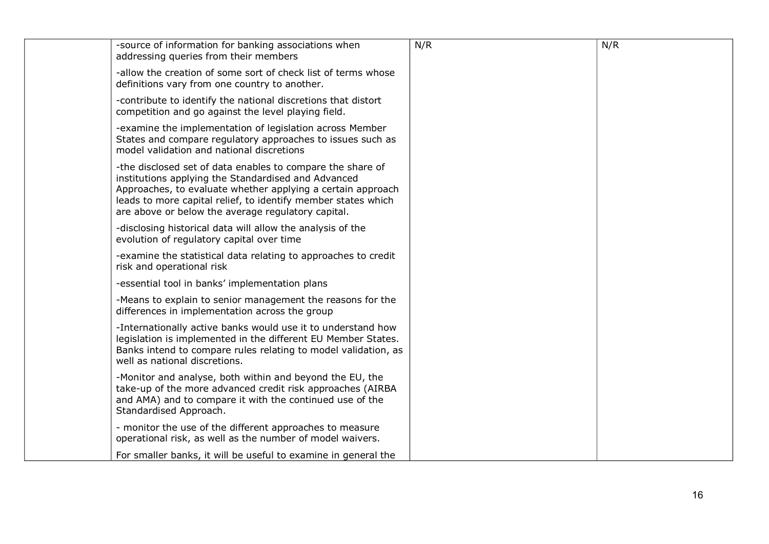| | | | |
|---|---|---|---|
| | -source of information for banking associations when addressing queries from their members<br><br>-allow the creation of some sort of check list of terms whose definitions vary from one country to another.<br><br>-contribute to identify the national discretions that distort competition and go against the level playing field.<br><br>-examine the implementation of legislation across Member States and compare regulatory approaches to issues such as model validation and national discretions<br><br>-the disclosed set of data enables to compare the share of institutions applying the Standardised and Advanced Approaches, to evaluate whether applying a certain approach leads to more capital relief, to identify member states which are above or below the average regulatory capital.<br><br>-disclosing historical data will allow the analysis of the evolution of regulatory capital over time<br><br>-examine the statistical data relating to approaches to credit risk and operational risk<br><br>-essential tool in banks' implementation plans<br><br>-Means to explain to senior management the reasons for the differences in implementation across the group<br><br>-Internationally active banks would use it to understand how legislation is implemented in the different EU Member States. Banks intend to compare rules relating to model validation, as well as national discretions.<br><br>-Monitor and analyse, both within and beyond the EU, the take-up of the more advanced credit risk approaches (AIRBA and AMA) and to compare it with the continued use of the Standardised Approach.<br><br>- monitor the use of the different approaches to measure operational risk, as well as the number of model waivers.<br><br>For smaller banks, it will be useful to examine in general the | N/R | N/R |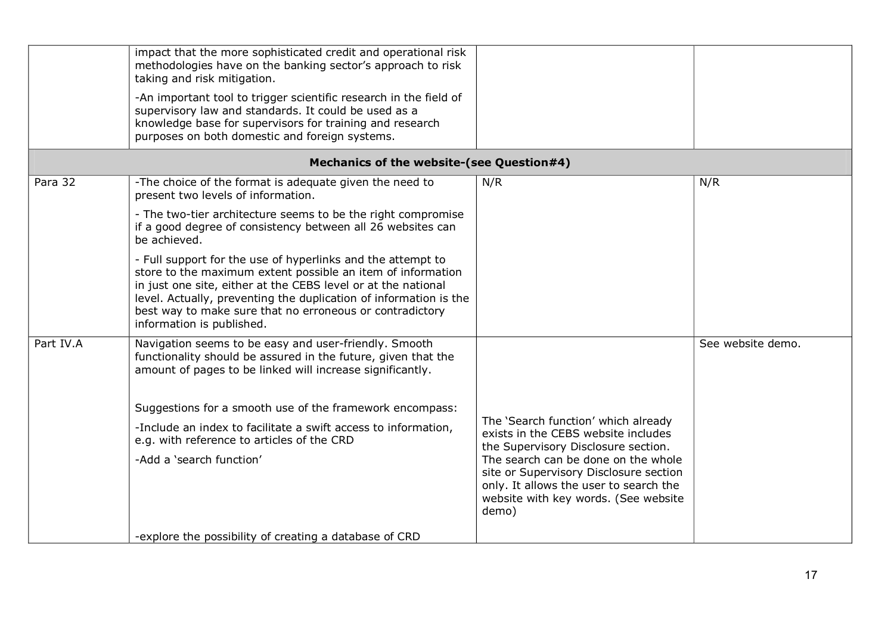| | | | |
|---|---|---|---|
| | impact that the more sophisticated credit and operational risk methodologies have on the banking sector's approach to risk taking and risk mitigation.<br><br>-An important tool to trigger scientific research in the field of supervisory law and standards. It could be used as a knowledge base for supervisors for training and research purposes on both domestic and foreign systems. | | |
| | **Mechanics of the website-(see Question#4)** | | |
| Para 32 | -The choice of the format is adequate given the need to present two levels of information.<br><br>- The two-tier architecture seems to be the right compromise if a good degree of consistency between all 26 websites can be achieved.<br><br>- Full support for the use of hyperlinks and the attempt to store to the maximum extent possible an item of information in just one site, either at the CEBS level or at the national level. Actually, preventing the duplication of information is the best way to make sure that no erroneous or contradictory information is published. | N/R | N/R |
| Part IV.A | Navigation seems to be easy and user-friendly. Smooth functionality should be assured in the future, given that the amount of pages to be linked will increase significantly.<br><br>Suggestions for a smooth use of the framework encompass:<br><br>-Include an index to facilitate a swift access to information, e.g. with reference to articles of the CRD<br><br>-Add a 'search function'<br><br>-explore the possibility of creating a database of CRD | The 'Search function' which already exists in the CEBS website includes the Supervisory Disclosure section. The search can be done on the whole site or Supervisory Disclosure section only. It allows the user to search the website with key words. (See website demo) | See website demo. |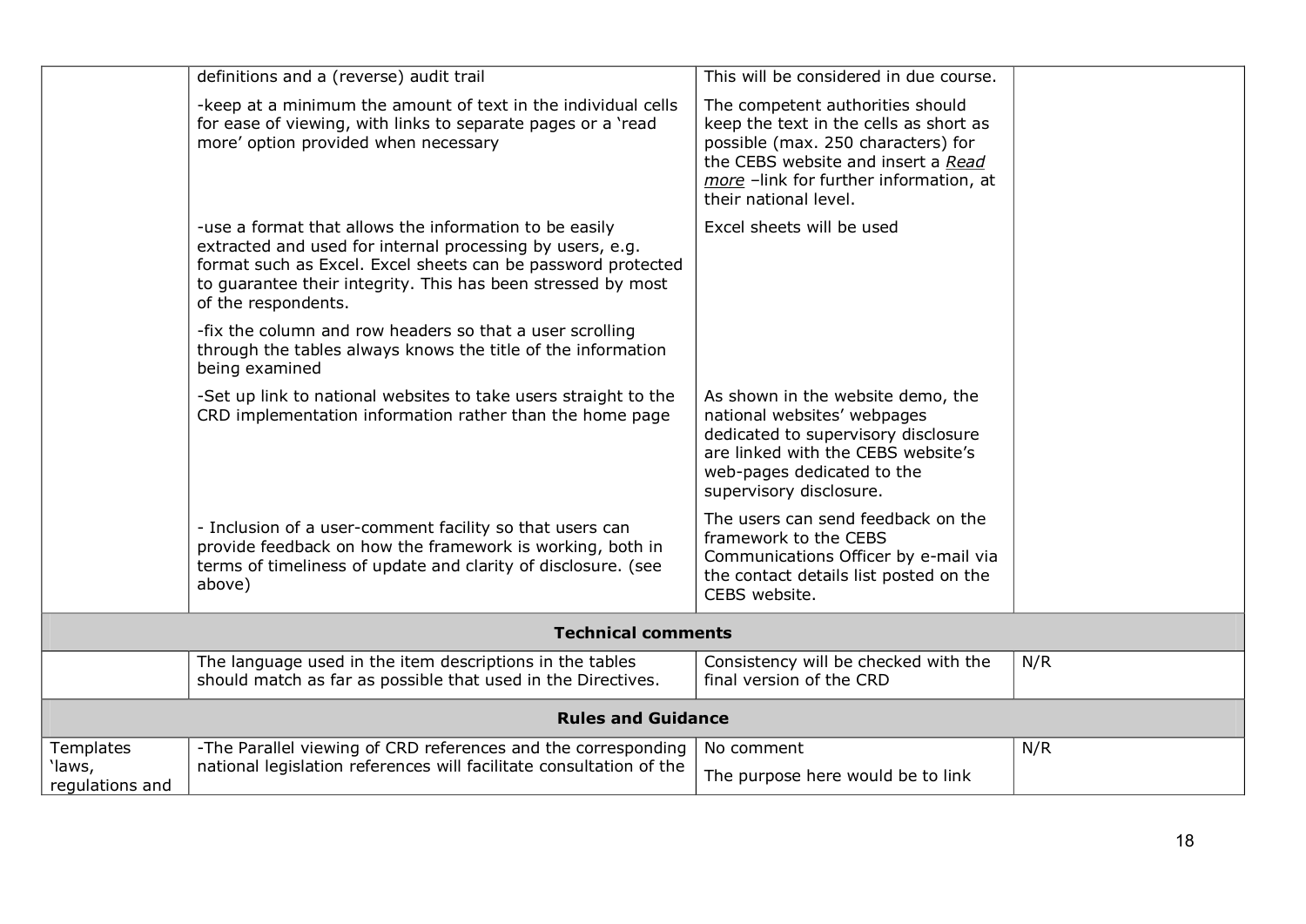| | | | |
|---|---|---|---|
| | definitions and a (reverse) audit trail | This will be considered in due course. | |
| | -keep at a minimum the amount of text in the individual cells for ease of viewing, with links to separate pages or a 'read more' option provided when necessary | The competent authorities should keep the text in the cells as short as possible (max. 250 characters) for the CEBS website and insert a *Read more* –link for further information, at their national level. | |
| | -use a format that allows the information to be easily extracted and used for internal processing by users, e.g. format such as Excel. Excel sheets can be password protected to guarantee their integrity. This has been stressed by most of the respondents. | Excel sheets will be used | |
| | -fix the column and row headers so that a user scrolling through the tables always knows the title of the information being examined | | |
| | -Set up link to national websites to take users straight to the CRD implementation information rather than the home page | As shown in the website demo, the national websites' webpages dedicated to supervisory disclosure are linked with the CEBS website's web-pages dedicated to the supervisory disclosure. | |
| | - Inclusion of a user-comment facility so that users can provide feedback on how the framework is working, both in terms of timeliness of update and clarity of disclosure. (see above) | The users can send feedback on the framework to the CEBS Communications Officer by e-mail via the contact details list posted on the CEBS website. | |
| **Technical comments** | | | |
| | The language used in the item descriptions in the tables should match as far as possible that used in the Directives. | Consistency will be checked with the final version of the CRD | N/R |
| **Rules and Guidance** | | | |
| Templates 'laws, regulations and | -The Parallel viewing of CRD references and the corresponding national legislation references will facilitate consultation of the | No comment<br><br>The purpose here would be to link | N/R |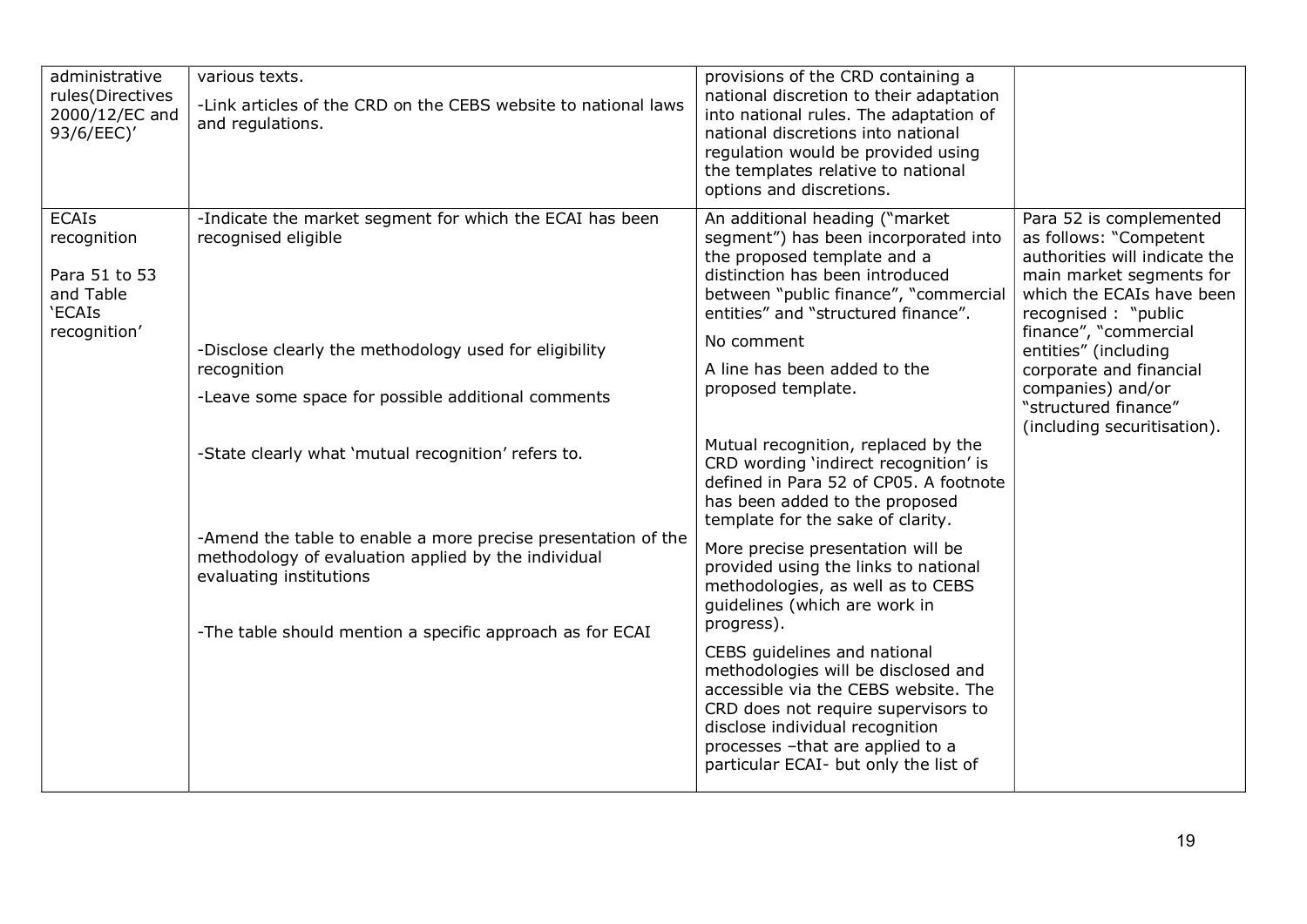| | | | |
|---|---|---|---|
| administrative rules(Directives 2000/12/EC and 93/6/EEC)' | various texts.<br><br>-Link articles of the CRD on the CEBS website to national laws and regulations. | provisions of the CRD containing a national discretion to their adaptation into national rules. The adaptation of national discretions into national regulation would be provided using the templates relative to national options and discretions. | |
| ECAIs recognition<br><br>Para 51 to 53 and Table 'ECAIs recognition' | -Indicate the market segment for which the ECAI has been recognised eligible<br><br>-Disclose clearly the methodology used for eligibility recognition<br><br>-Leave some space for possible additional comments<br><br>-State clearly what 'mutual recognition' refers to.<br><br>-Amend the table to enable a more precise presentation of the methodology of evaluation applied by the individual evaluating institutions<br><br>-The table should mention a specific approach as for ECAI | An additional heading ("market segment") has been incorporated into the proposed template and a distinction has been introduced between "public finance", "commercial entities" and "structured finance".<br><br>No comment<br><br>A line has been added to the proposed template.<br><br>Mutual recognition, replaced by the CRD wording 'indirect recognition' is defined in Para 52 of CP05. A footnote has been added to the proposed template for the sake of clarity.<br><br>More precise presentation will be provided using the links to national methodologies, as well as to CEBS guidelines (which are work in progress).<br><br>CEBS guidelines and national methodologies will be disclosed and accessible via the CEBS website. The CRD does not require supervisors to disclose individual recognition processes –that are applied to a particular ECAI- but only the list of | Para 52 is complemented as follows: "Competent authorities will indicate the main market segments for which the ECAIs have been recognised : "public finance", "commercial entities" (including corporate and financial companies) and/or "structured finance" (including securitisation). |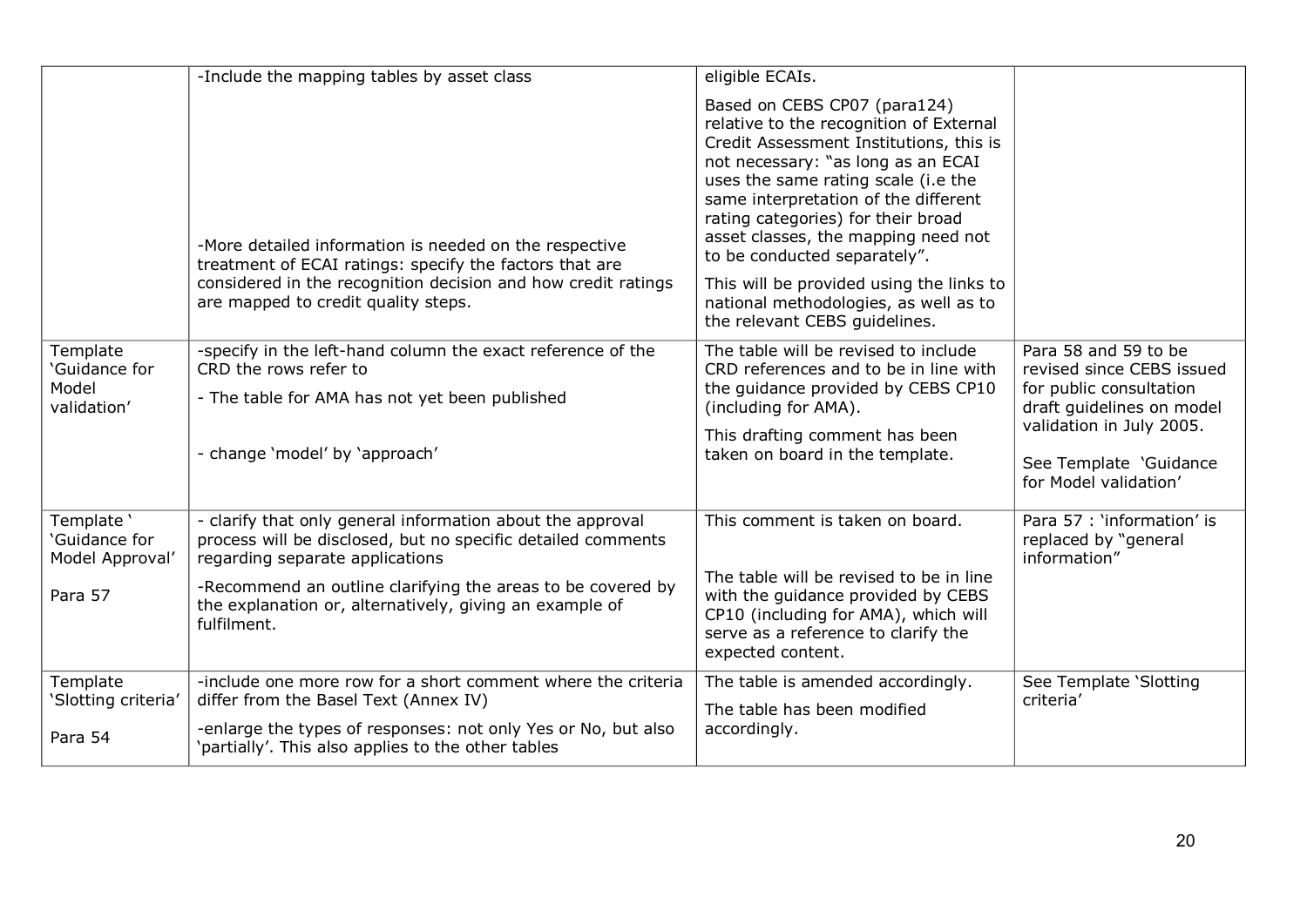| | | | |
|---|---|---|---|
| | -Include the mapping tables by asset class<br><br>-More detailed information is needed on the respective treatment of ECAI ratings: specify the factors that are considered in the recognition decision and how credit ratings are mapped to credit quality steps. | eligible ECAIs.<br><br>Based on CEBS CP07 (para124) relative to the recognition of External Credit Assessment Institutions, this is not necessary: "as long as an ECAI uses the same rating scale (i.e the same interpretation of the different rating categories) for their broad asset classes, the mapping need not to be conducted separately".<br><br>This will be provided using the links to national methodologies, as well as to the relevant CEBS guidelines. | |
| Template 'Guidance for Model validation' | -specify in the left-hand column the exact reference of the CRD the rows refer to<br><br>- The table for AMA has not yet been published<br><br>- change 'model' by 'approach' | The table will be revised to include CRD references and to be in line with the guidance provided by CEBS CP10 (including for AMA).<br><br>This drafting comment has been taken on board in the template. | Para 58 and 59 to be revised since CEBS issued for public consultation draft guidelines on model validation in July 2005.<br><br>See Template 'Guidance for Model validation' |
| Template ' 'Guidance for Model Approval'<br><br>Para 57 | - clarify that only general information about the approval process will be disclosed, but no specific detailed comments regarding separate applications<br><br>-Recommend an outline clarifying the areas to be covered by the explanation or, alternatively, giving an example of fulfilment. | This comment is taken on board.<br><br>The table will be revised to be in line with the guidance provided by CEBS CP10 (including for AMA), which will serve as a reference to clarify the expected content. | Para 57 : 'information' is replaced by "general information" |
| Template 'Slotting criteria'<br><br>Para 54 | -include one more row for a short comment where the criteria differ from the Basel Text (Annex IV)<br><br>-enlarge the types of responses: not only Yes or No, but also 'partially'. This also applies to the other tables | The table is amended accordingly.<br><br>The table has been modified accordingly. | See Template 'Slotting criteria' |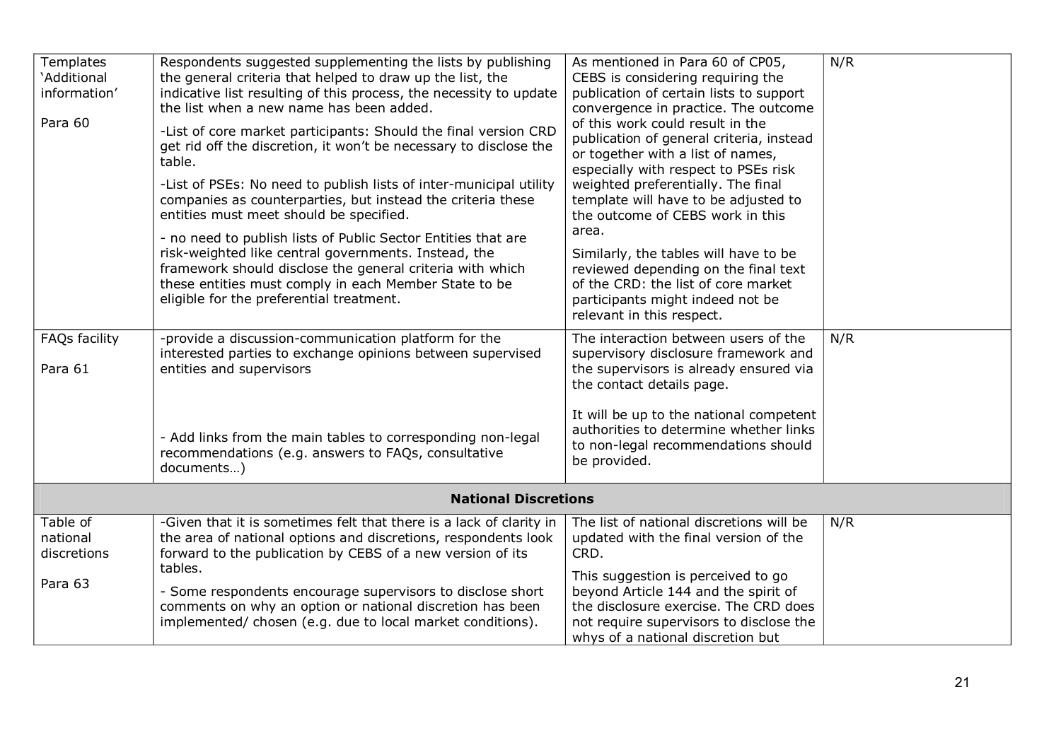| | | | |
|---|---|---|---|
| Templates 'Additional information'<br><br>Para 60 | Respondents suggested supplementing the lists by publishing the general criteria that helped to draw up the list, the indicative list resulting of this process, the necessity to update the list when a new name has been added.<br><br>-List of core market participants: Should the final version CRD get rid off the discretion, it won't be necessary to disclose the table.<br><br>-List of PSEs: No need to publish lists of inter-municipal utility companies as counterparties, but instead the criteria these entities must meet should be specified.<br><br>- no need to publish lists of Public Sector Entities that are risk-weighted like central governments. Instead, the framework should disclose the general criteria with which these entities must comply in each Member State to be eligible for the preferential treatment. | As mentioned in Para 60 of CP05, CEBS is considering requiring the publication of certain lists to support convergence in practice. The outcome of this work could result in the publication of general criteria, instead or together with a list of names, especially with respect to PSEs risk weighted preferentially. The final template will have to be adjusted to the outcome of CEBS work in this area.<br><br>Similarly, the tables will have to be reviewed depending on the final text of the CRD: the list of core market participants might indeed not be relevant in this respect. | N/R |
| FAQs facility<br><br>Para 61 | -provide a discussion-communication platform for the interested parties to exchange opinions between supervised entities and supervisors<br><br>- Add links from the main tables to corresponding non-legal recommendations (e.g. answers to FAQs, consultative documents…) | The interaction between users of the supervisory disclosure framework and the supervisors is already ensured via the contact details page.<br><br>It will be up to the national competent authorities to determine whether links to non-legal recommendations should be provided. | N/R |
| **National Discretions** | | | |
| Table of national discretions<br><br>Para 63 | -Given that it is sometimes felt that there is a lack of clarity in the area of national options and discretions, respondents look forward to the publication by CEBS of a new version of its tables.<br><br>- Some respondents encourage supervisors to disclose short comments on why an option or national discretion has been implemented/ chosen (e.g. due to local market conditions). | The list of national discretions will be updated with the final version of the CRD.<br><br>This suggestion is perceived to go beyond Article 144 and the spirit of the disclosure exercise. The CRD does not require supervisors to disclose the whys of a national discretion but | N/R |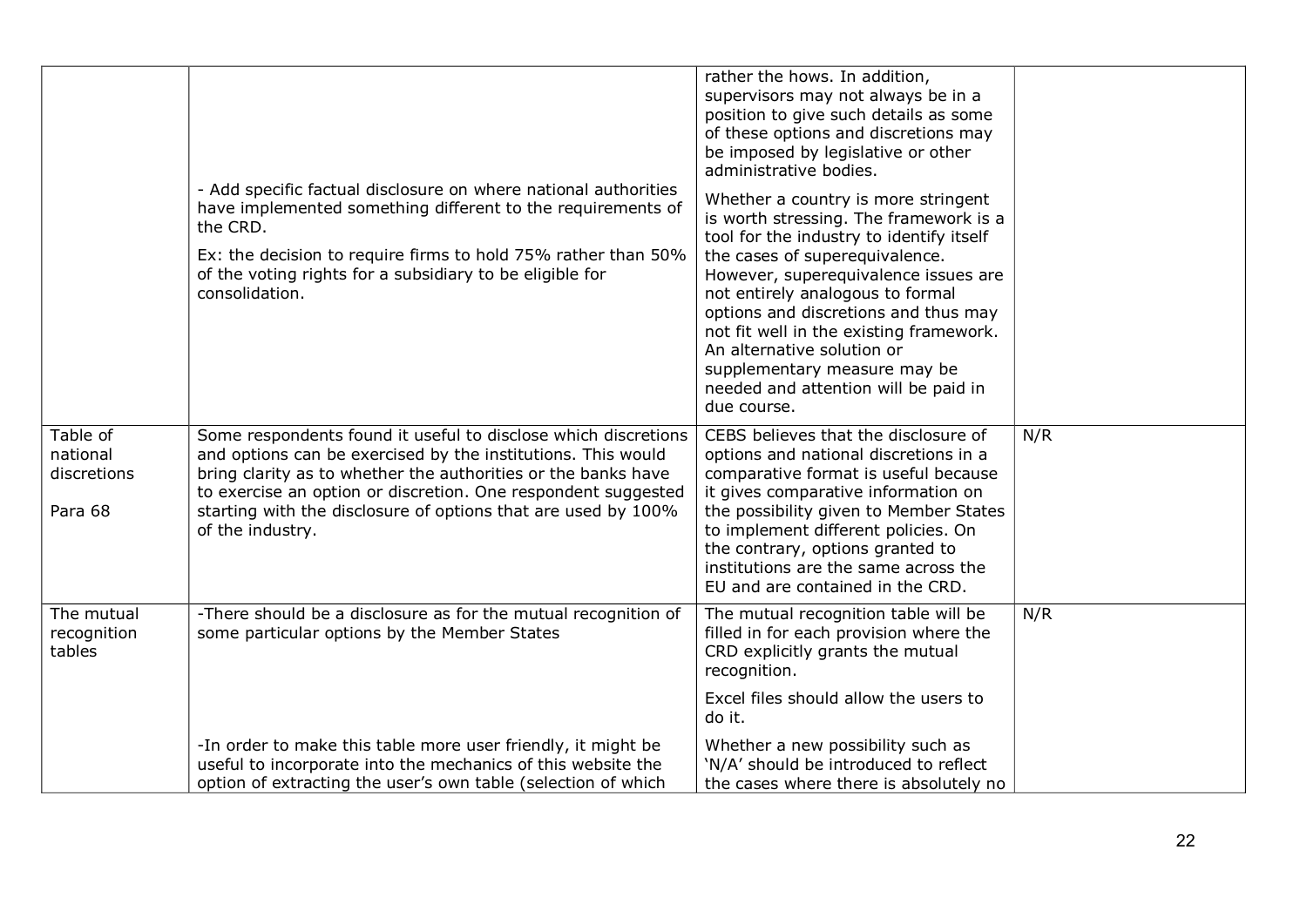| | | | |
|---|---|---|---|
| | - Add specific factual disclosure on where national authorities have implemented something different to the requirements of the CRD.<br><br>Ex: the decision to require firms to hold 75% rather than 50% of the voting rights for a subsidiary to be eligible for consolidation. | rather the hows. In addition, supervisors may not always be in a position to give such details as some of these options and discretions may be imposed by legislative or other administrative bodies.<br><br>Whether a country is more stringent is worth stressing. The framework is a tool for the industry to identify itself the cases of superequivalence. However, superequivalence issues are not entirely analogous to formal options and discretions and thus may not fit well in the existing framework. An alternative solution or supplementary measure may be needed and attention will be paid in due course. | |
| Table of national discretions<br><br>Para 68 | Some respondents found it useful to disclose which discretions and options can be exercised by the institutions. This would bring clarity as to whether the authorities or the banks have to exercise an option or discretion. One respondent suggested starting with the disclosure of options that are used by 100% of the industry. | CEBS believes that the disclosure of options and national discretions in a comparative format is useful because it gives comparative information on the possibility given to Member States to implement different policies. On the contrary, options granted to institutions are the same across the EU and are contained in the CRD. | N/R |
| The mutual recognition tables | -There should be a disclosure as for the mutual recognition of some particular options by the Member States<br><br>-In order to make this table more user friendly, it might be useful to incorporate into the mechanics of this website the option of extracting the user's own table (selection of which | The mutual recognition table will be filled in for each provision where the CRD explicitly grants the mutual recognition.<br><br>Excel files should allow the users to do it.<br><br>Whether a new possibility such as 'N/A' should be introduced to reflect the cases where there is absolutely no | N/R |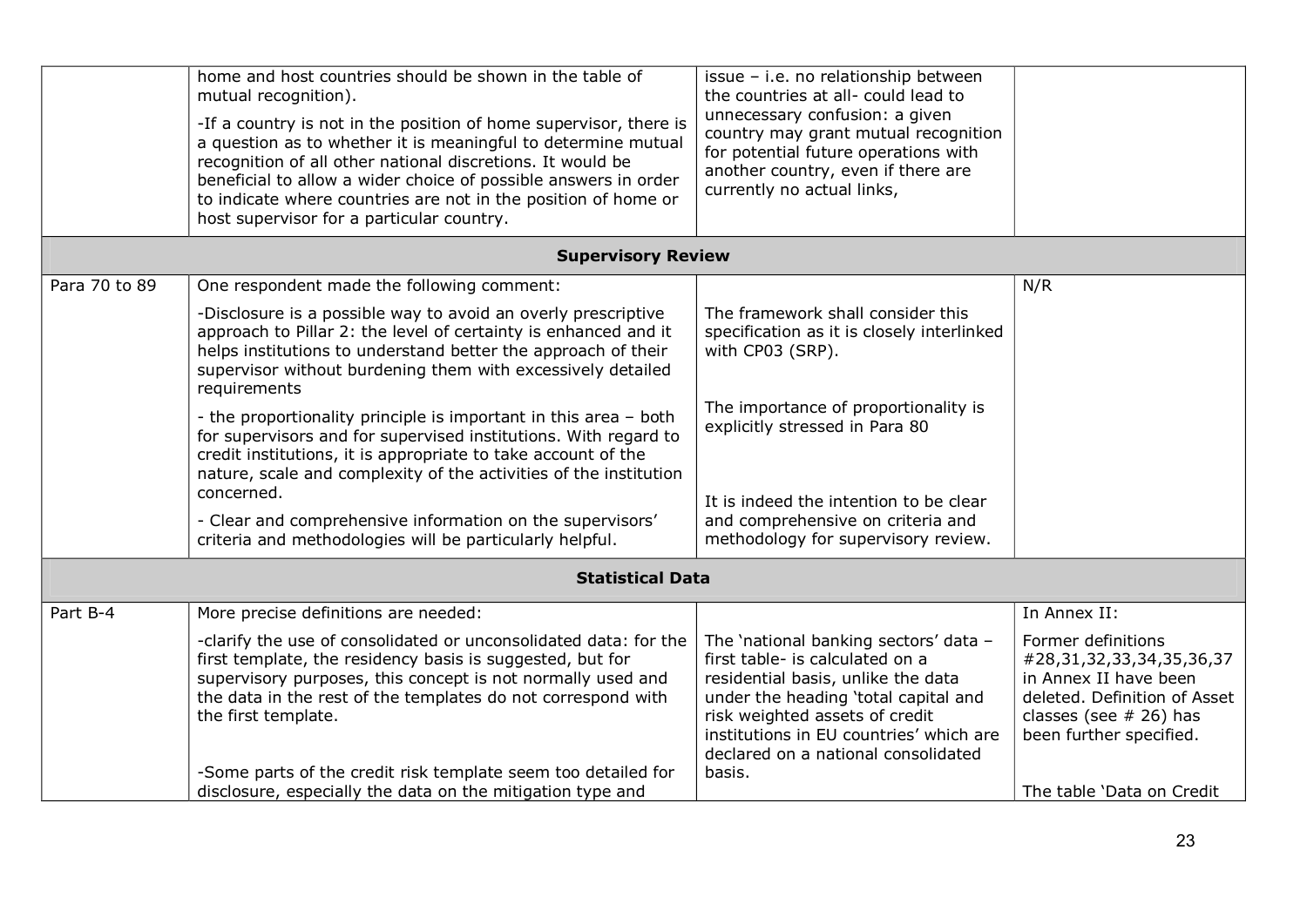| | | | |
|---|---|---|---|
| | home and host countries should be shown in the table of mutual recognition).<br><br>-If a country is not in the position of home supervisor, there is a question as to whether it is meaningful to determine mutual recognition of all other national discretions. It would be beneficial to allow a wider choice of possible answers in order to indicate where countries are not in the position of home or host supervisor for a particular country. | issue – i.e. no relationship between the countries at all- could lead to unnecessary confusion: a given country may grant mutual recognition for potential future operations with another country, even if there are currently no actual links, | |
| | **Supervisory Review** | | |
| Para 70 to 89 | One respondent made the following comment:<br><br>-Disclosure is a possible way to avoid an overly prescriptive approach to Pillar 2: the level of certainty is enhanced and it helps institutions to understand better the approach of their supervisor without burdening them with excessively detailed requirements<br><br>- the proportionality principle is important in this area – both for supervisors and for supervised institutions. With regard to credit institutions, it is appropriate to take account of the nature, scale and complexity of the activities of the institution concerned.<br><br>- Clear and comprehensive information on the supervisors' criteria and methodologies will be particularly helpful. | The framework shall consider this specification as it is closely interlinked with CP03 (SRP).<br><br>The importance of proportionality is explicitly stressed in Para 80<br><br>It is indeed the intention to be clear and comprehensive on criteria and methodology for supervisory review. | N/R |
| | **Statistical Data** | | |
| Part B-4 | More precise definitions are needed:<br><br>-clarify the use of consolidated or unconsolidated data: for the first template, the residency basis is suggested, but for supervisory purposes, this concept is not normally used and the data in the rest of the templates do not correspond with the first template.<br><br>-Some parts of the credit risk template seem too detailed for disclosure, especially the data on the mitigation type and | The 'national banking sectors' data – first table- is calculated on a residential basis, unlike the data under the heading 'total capital and risk weighted assets of credit institutions in EU countries' which are declared on a national consolidated basis. | In Annex II:<br><br>Former definitions #28,31,32,33,34,35,36,37 in Annex II have been deleted. Definition of Asset classes (see # 26) has been further specified.<br><br>The table 'Data on Credit |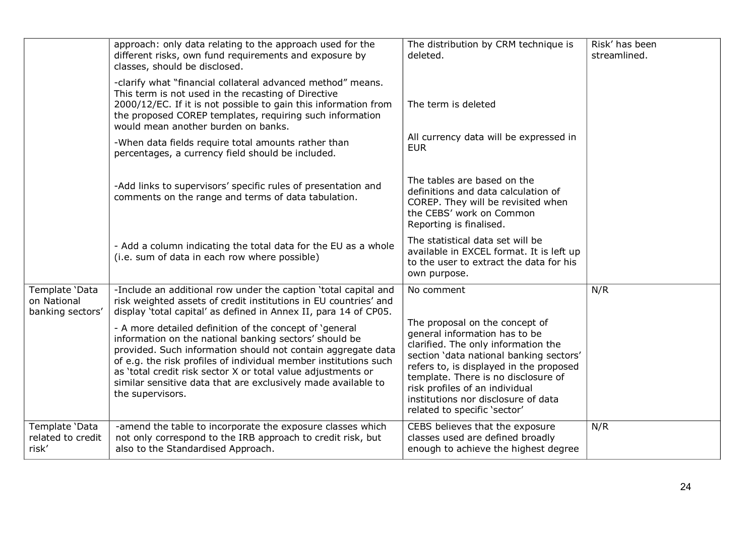| | | | |
|---|---|---|---|
| | approach: only data relating to the approach used for the different risks, own fund requirements and exposure by classes, should be disclosed. | The distribution by CRM technique is deleted. | Risk' has been streamlined. |
| | -clarify what "financial collateral advanced method" means. This term is not used in the recasting of Directive 2000/12/EC. If it is not possible to gain this information from the proposed COREP templates, requiring such information would mean another burden on banks. | The term is deleted | |
| | -When data fields require total amounts rather than percentages, a currency field should be included. | All currency data will be expressed in EUR | |
| | -Add links to supervisors' specific rules of presentation and comments on the range and terms of data tabulation. | The tables are based on the definitions and data calculation of COREP. They will be revisited when the CEBS' work on Common Reporting is finalised. | |
| | - Add a column indicating the total data for the EU as a whole (i.e. sum of data in each row where possible) | The statistical data set will be available in EXCEL format. It is left up to the user to extract the data for his own purpose. | |
| Template 'Data on National banking sectors' | -Include an additional row under the caption 'total capital and risk weighted assets of credit institutions in EU countries' and display 'total capital' as defined in Annex II, para 14 of CP05. | No comment | N/R |
| | - A more detailed definition of the concept of 'general information on the national banking sectors' should be provided. Such information should not contain aggregate data of e.g. the risk profiles of individual member institutions such as 'total credit risk sector X or total value adjustments or similar sensitive data that are exclusively made available to the supervisors. | The proposal on the concept of general information has to be clarified. The only information the section 'data national banking sectors' refers to, is displayed in the proposed template. There is no disclosure of risk profiles of an individual institutions nor disclosure of data related to specific 'sector' | |
| Template 'Data related to credit risk' | -amend the table to incorporate the exposure classes which not only correspond to the IRB approach to credit risk, but also to the Standardised Approach. | CEBS believes that the exposure classes used are defined broadly enough to achieve the highest degree | N/R |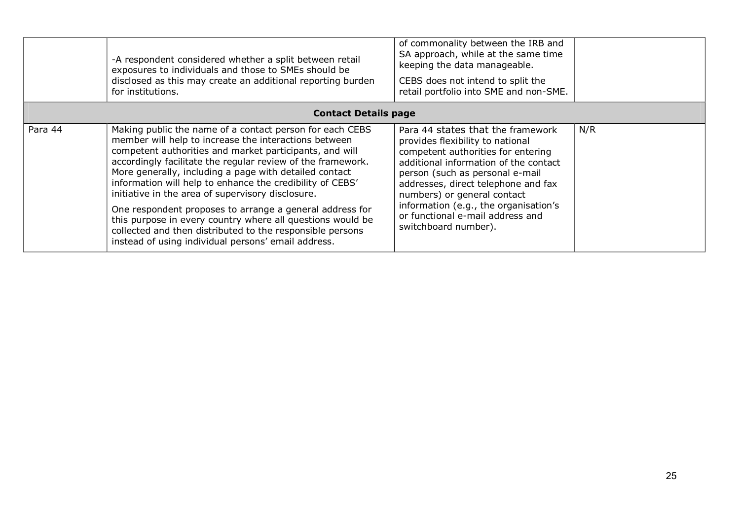| | | | |
|---|---|---|---|
| | -A respondent considered whether a split between retail exposures to individuals and those to SMEs should be disclosed as this may create an additional reporting burden for institutions. | of commonality between the IRB and SA approach, while at the same time keeping the data manageable.<br><br>CEBS does not intend to split the retail portfolio into SME and non-SME. | |
| **Contact Details page** | | | |
| Para 44 | Making public the name of a contact person for each CEBS member will help to increase the interactions between competent authorities and market participants, and will accordingly facilitate the regular review of the framework. More generally, including a page with detailed contact information will help to enhance the credibility of CEBS' initiative in the area of supervisory disclosure.<br><br>One respondent proposes to arrange a general address for this purpose in every country where all questions would be collected and then distributed to the responsible persons instead of using individual persons' email address. | Para 44 states that the framework provides flexibility to national competent authorities for entering additional information of the contact person (such as personal e-mail addresses, direct telephone and fax numbers) or general contact information (e.g., the organisation's or functional e-mail address and switchboard number). | N/R |